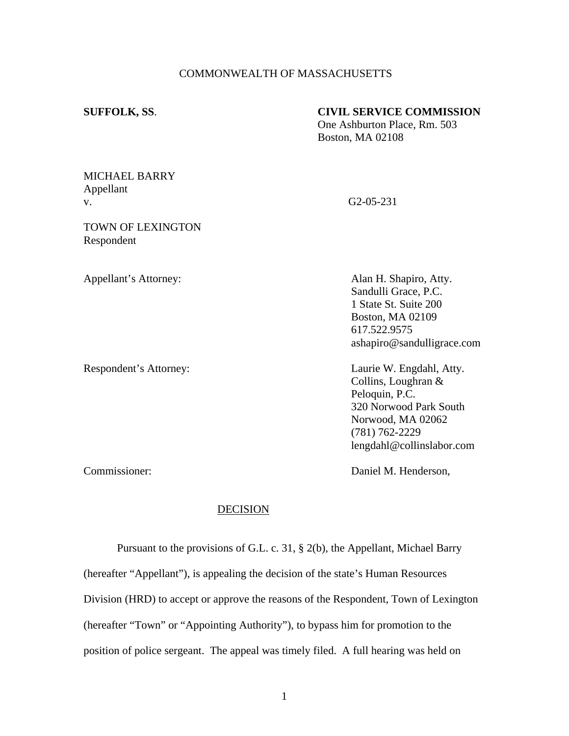COMMONWEALTH OF MASSACHUSETTS

**SUFFOLK, SS**.

**CIVIL SERVICE COMMISSION**
One Ashburton Place, Rm. 503
Boston, MA 02108

MICHAEL BARRY
Appellant
v.

G2-05-231

TOWN OF LEXINGTON
Respondent

Appellant's Attorney:

Alan H. Shapiro, Atty.
Sandulli Grace, P.C.
1 State St. Suite 200
Boston, MA 02109
617.522.9575
ashapiro@sandulligrace.com

Respondent's Attorney:

Laurie W. Engdahl, Atty.
Collins, Loughran &
Peloquin, P.C.
320 Norwood Park South
Norwood, MA 02062
(781) 762-2229
lengdahl@collinslabor.com

Commissioner:

Daniel M. Henderson,

DECISION

Pursuant to the provisions of G.L. c. 31, § 2(b), the Appellant, Michael Barry (hereafter "Appellant"), is appealing the decision of the state's Human Resources Division (HRD) to accept or approve the reasons of the Respondent, Town of Lexington (hereafter "Town" or "Appointing Authority"), to bypass him for promotion to the position of police sergeant. The appeal was timely filed. A full hearing was held on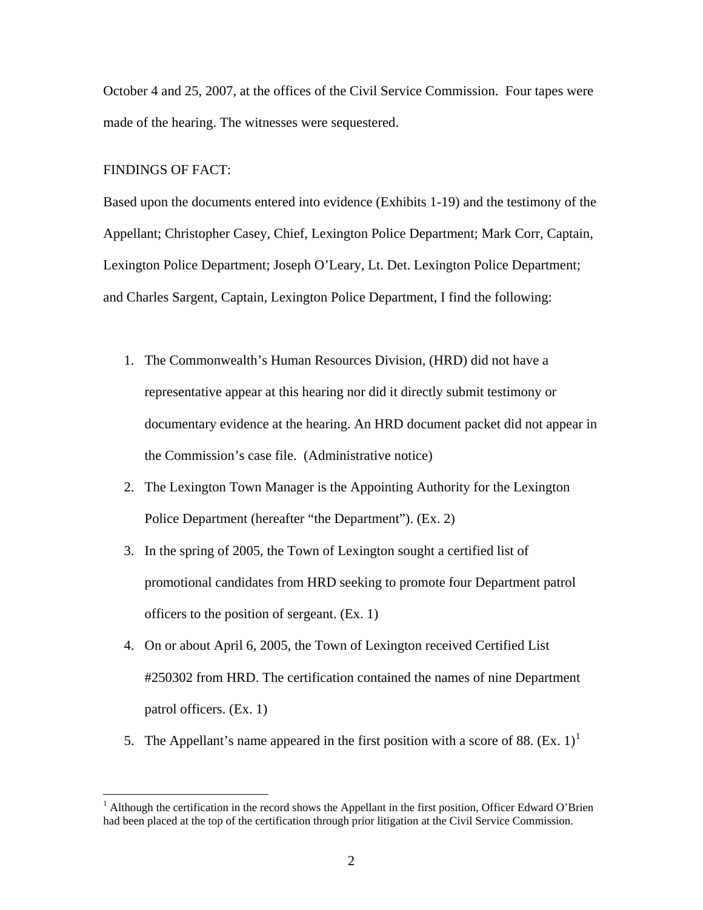October 4 and 25, 2007, at the offices of the Civil Service Commission. Four tapes were made of the hearing. The witnesses were sequestered.

FINDINGS OF FACT:

Based upon the documents entered into evidence (Exhibits 1-19) and the testimony of the Appellant; Christopher Casey, Chief, Lexington Police Department; Mark Corr, Captain, Lexington Police Department; Joseph O'Leary, Lt. Det. Lexington Police Department; and Charles Sargent, Captain, Lexington Police Department, I find the following:

1. The Commonwealth's Human Resources Division, (HRD) did not have a representative appear at this hearing nor did it directly submit testimony or documentary evidence at the hearing. An HRD document packet did not appear in the Commission's case file. (Administrative notice)
2. The Lexington Town Manager is the Appointing Authority for the Lexington Police Department (hereafter "the Department"). (Ex. 2)
3. In the spring of 2005, the Town of Lexington sought a certified list of promotional candidates from HRD seeking to promote four Department patrol officers to the position of sergeant. (Ex. 1)
4. On or about April 6, 2005, the Town of Lexington received Certified List #250302 from HRD. The certification contained the names of nine Department patrol officers. (Ex. 1)
5. The Appellant's name appeared in the first position with a score of 88. (Ex. 1)[1]

[1] Although the certification in the record shows the Appellant in the first position, Officer Edward O'Brien had been placed at the top of the certification through prior litigation at the Civil Service Commission.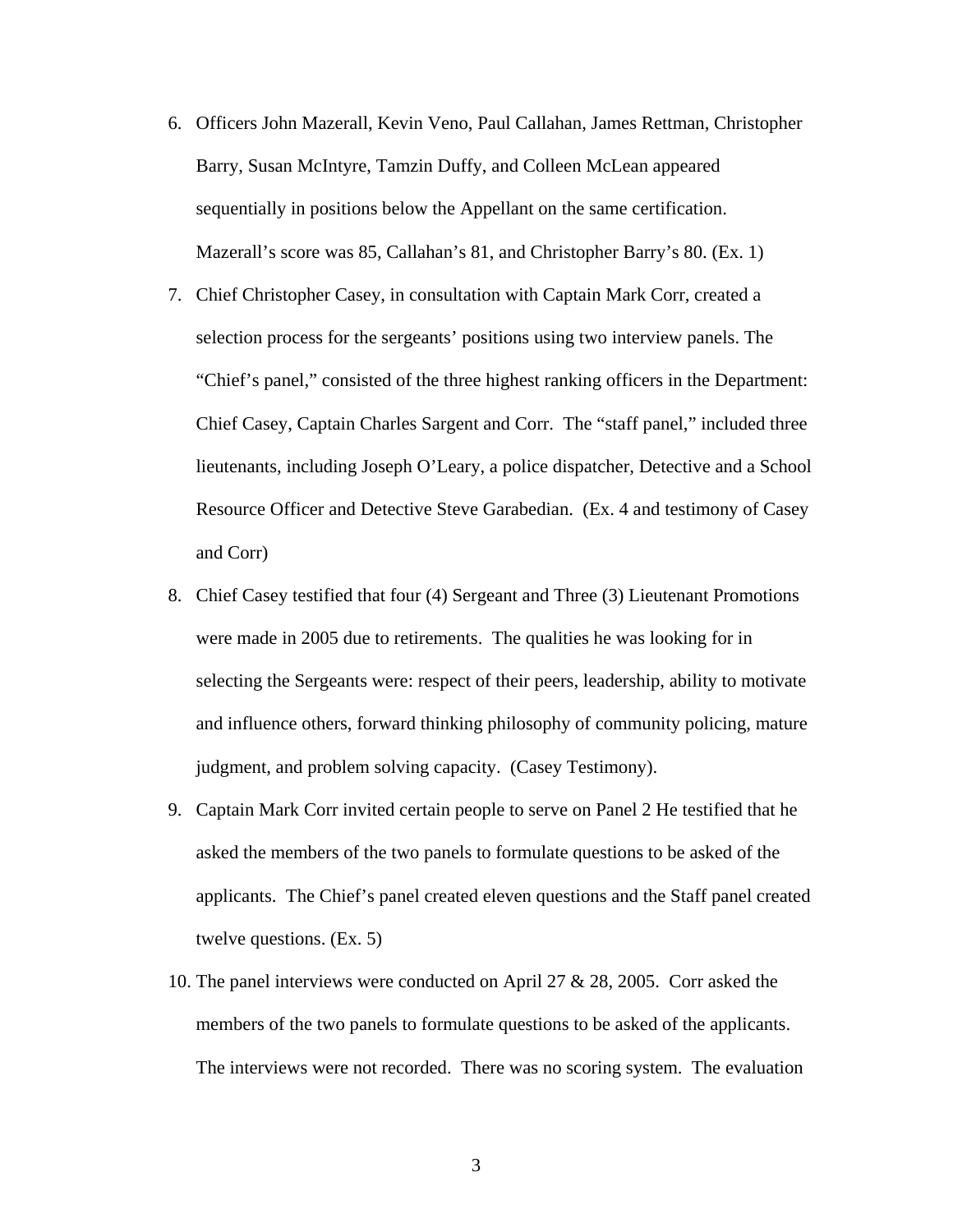6. Officers John Mazerall, Kevin Veno, Paul Callahan, James Rettman, Christopher Barry, Susan McIntyre, Tamzin Duffy, and Colleen McLean appeared sequentially in positions below the Appellant on the same certification. Mazerall's score was 85, Callahan's 81, and Christopher Barry's 80. (Ex. 1)

7. Chief Christopher Casey, in consultation with Captain Mark Corr, created a selection process for the sergeants' positions using two interview panels. The "Chief's panel," consisted of the three highest ranking officers in the Department: Chief Casey, Captain Charles Sargent and Corr. The "staff panel," included three lieutenants, including Joseph O'Leary, a police dispatcher, Detective and a School Resource Officer and Detective Steve Garabedian. (Ex. 4 and testimony of Casey and Corr)

8. Chief Casey testified that four (4) Sergeant and Three (3) Lieutenant Promotions were made in 2005 due to retirements. The qualities he was looking for in selecting the Sergeants were: respect of their peers, leadership, ability to motivate and influence others, forward thinking philosophy of community policing, mature judgment, and problem solving capacity. (Casey Testimony).

9. Captain Mark Corr invited certain people to serve on Panel 2 He testified that he asked the members of the two panels to formulate questions to be asked of the applicants. The Chief's panel created eleven questions and the Staff panel created twelve questions. (Ex. 5)

10. The panel interviews were conducted on April 27 & 28, 2005. Corr asked the members of the two panels to formulate questions to be asked of the applicants. The interviews were not recorded. There was no scoring system. The evaluation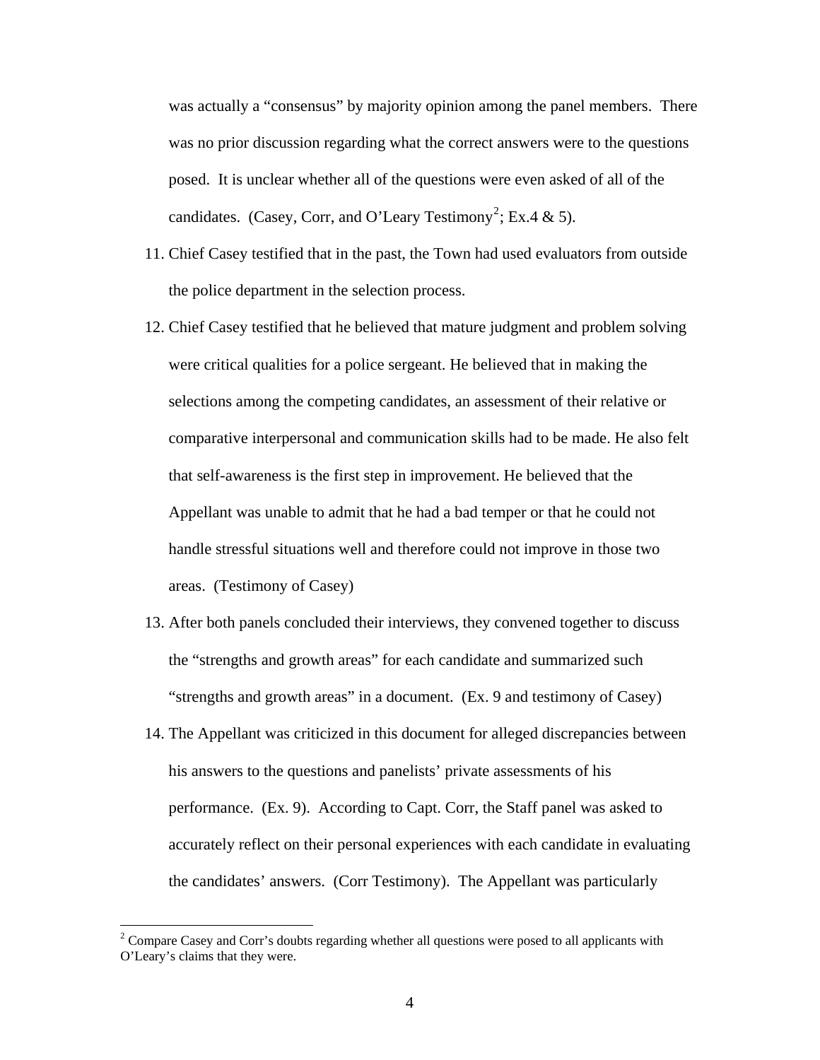was actually a “consensus” by majority opinion among the panel members. There was no prior discussion regarding what the correct answers were to the questions posed. It is unclear whether all of the questions were even asked of all of the candidates. (Casey, Corr, and O’Leary Testimony[2]; Ex.4 & 5).

11. Chief Casey testified that in the past, the Town had used evaluators from outside the police department in the selection process.
12. Chief Casey testified that he believed that mature judgment and problem solving were critical qualities for a police sergeant. He believed that in making the selections among the competing candidates, an assessment of their relative or comparative interpersonal and communication skills had to be made. He also felt that self-awareness is the first step in improvement. He believed that the Appellant was unable to admit that he had a bad temper or that he could not handle stressful situations well and therefore could not improve in those two areas. (Testimony of Casey)
13. After both panels concluded their interviews, they convened together to discuss the “strengths and growth areas” for each candidate and summarized such “strengths and growth areas” in a document. (Ex. 9 and testimony of Casey)
14. The Appellant was criticized in this document for alleged discrepancies between his answers to the questions and panelists’ private assessments of his performance. (Ex. 9). According to Capt. Corr, the Staff panel was asked to accurately reflect on their personal experiences with each candidate in evaluating the candidates’ answers. (Corr Testimony). The Appellant was particularly

[2] Compare Casey and Corr’s doubts regarding whether all questions were posed to all applicants with O’Leary’s claims that they were.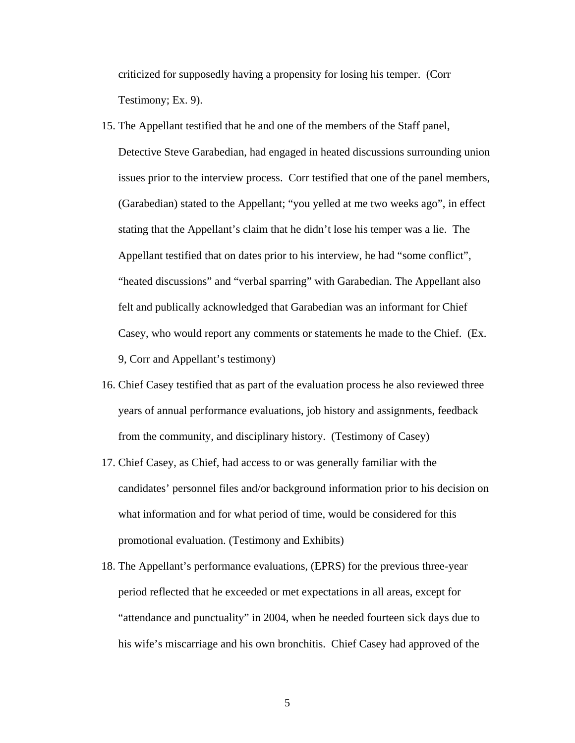criticized for supposedly having a propensity for losing his temper. (Corr Testimony; Ex. 9).

15. The Appellant testified that he and one of the members of the Staff panel, Detective Steve Garabedian, had engaged in heated discussions surrounding union issues prior to the interview process. Corr testified that one of the panel members, (Garabedian) stated to the Appellant; "you yelled at me two weeks ago", in effect stating that the Appellant's claim that he didn't lose his temper was a lie. The Appellant testified that on dates prior to his interview, he had "some conflict", "heated discussions" and "verbal sparring" with Garabedian. The Appellant also felt and publically acknowledged that Garabedian was an informant for Chief Casey, who would report any comments or statements he made to the Chief. (Ex. 9, Corr and Appellant's testimony)
16. Chief Casey testified that as part of the evaluation process he also reviewed three years of annual performance evaluations, job history and assignments, feedback from the community, and disciplinary history. (Testimony of Casey)
17. Chief Casey, as Chief, had access to or was generally familiar with the candidates' personnel files and/or background information prior to his decision on what information and for what period of time, would be considered for this promotional evaluation. (Testimony and Exhibits)
18. The Appellant's performance evaluations, (EPRS) for the previous three-year period reflected that he exceeded or met expectations in all areas, except for "attendance and punctuality" in 2004, when he needed fourteen sick days due to his wife's miscarriage and his own bronchitis. Chief Casey had approved of the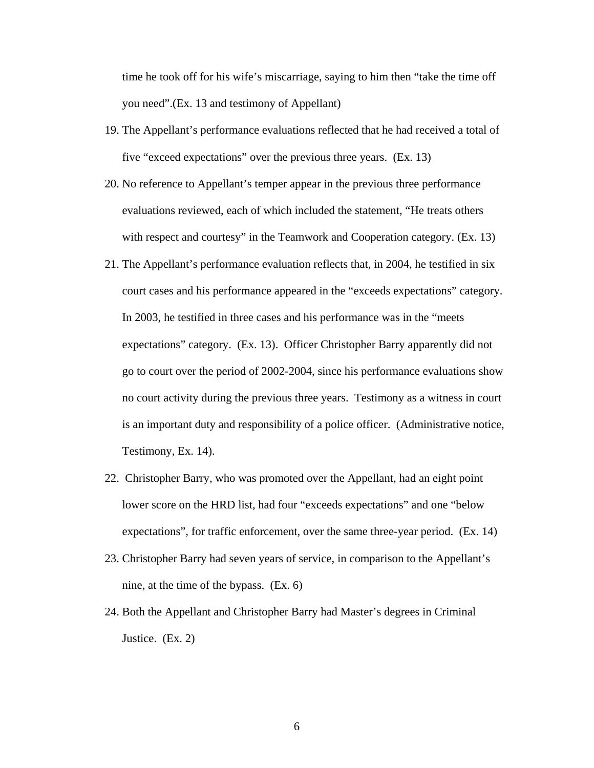time he took off for his wife's miscarriage, saying to him then "take the time off you need".(Ex. 13 and testimony of Appellant)

19. The Appellant's performance evaluations reflected that he had received a total of five "exceed expectations" over the previous three years. (Ex. 13)
20. No reference to Appellant's temper appear in the previous three performance evaluations reviewed, each of which included the statement, "He treats others with respect and courtesy" in the Teamwork and Cooperation category. (Ex. 13)
21. The Appellant's performance evaluation reflects that, in 2004, he testified in six court cases and his performance appeared in the "exceeds expectations" category. In 2003, he testified in three cases and his performance was in the "meets expectations" category. (Ex. 13). Officer Christopher Barry apparently did not go to court over the period of 2002-2004, since his performance evaluations show no court activity during the previous three years. Testimony as a witness in court is an important duty and responsibility of a police officer. (Administrative notice, Testimony, Ex. 14).
22. Christopher Barry, who was promoted over the Appellant, had an eight point lower score on the HRD list, had four "exceeds expectations" and one "below expectations", for traffic enforcement, over the same three-year period. (Ex. 14)
23. Christopher Barry had seven years of service, in comparison to the Appellant's nine, at the time of the bypass. (Ex. 6)
24. Both the Appellant and Christopher Barry had Master's degrees in Criminal Justice. (Ex. 2)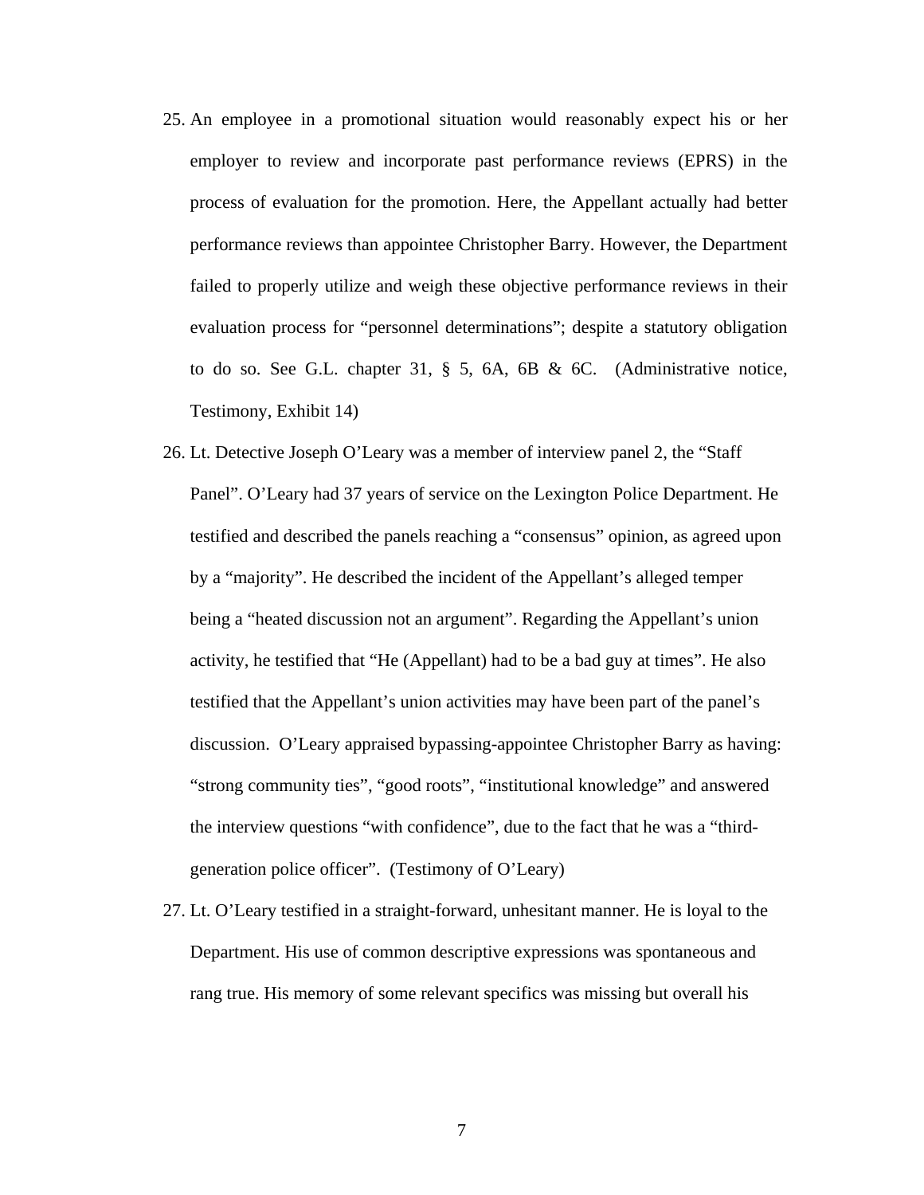25. An employee in a promotional situation would reasonably expect his or her employer to review and incorporate past performance reviews (EPRS) in the process of evaluation for the promotion. Here, the Appellant actually had better performance reviews than appointee Christopher Barry. However, the Department failed to properly utilize and weigh these objective performance reviews in their evaluation process for "personnel determinations"; despite a statutory obligation to do so. See G.L. chapter 31, § 5, 6A, 6B & 6C. (Administrative notice, Testimony, Exhibit 14)

26. Lt. Detective Joseph O'Leary was a member of interview panel 2, the "Staff Panel". O'Leary had 37 years of service on the Lexington Police Department. He testified and described the panels reaching a "consensus" opinion, as agreed upon by a "majority". He described the incident of the Appellant's alleged temper being a "heated discussion not an argument". Regarding the Appellant's union activity, he testified that "He (Appellant) had to be a bad guy at times". He also testified that the Appellant's union activities may have been part of the panel's discussion. O'Leary appraised bypassing-appointee Christopher Barry as having: "strong community ties", "good roots", "institutional knowledge" and answered the interview questions "with confidence", due to the fact that he was a "third-generation police officer". (Testimony of O'Leary)

27. Lt. O'Leary testified in a straight-forward, unhesitant manner. He is loyal to the Department. His use of common descriptive expressions was spontaneous and rang true. His memory of some relevant specifics was missing but overall his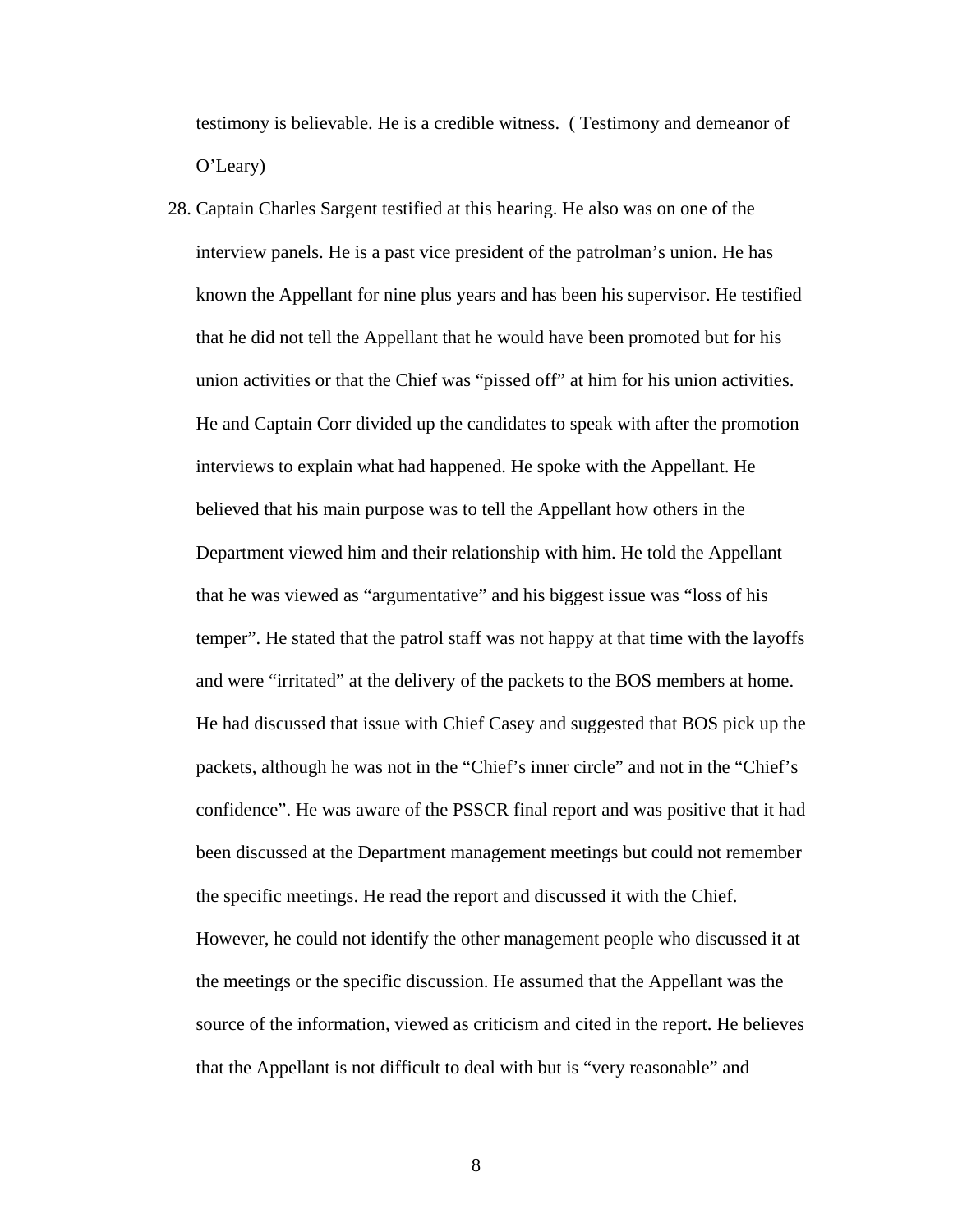testimony is believable. He is a credible witness. ( Testimony and demeanor of O'Leary)

28. Captain Charles Sargent testified at this hearing. He also was on one of the interview panels. He is a past vice president of the patrolman's union. He has known the Appellant for nine plus years and has been his supervisor. He testified that he did not tell the Appellant that he would have been promoted but for his union activities or that the Chief was "pissed off" at him for his union activities. He and Captain Corr divided up the candidates to speak with after the promotion interviews to explain what had happened. He spoke with the Appellant. He believed that his main purpose was to tell the Appellant how others in the Department viewed him and their relationship with him. He told the Appellant that he was viewed as "argumentative" and his biggest issue was "loss of his temper". He stated that the patrol staff was not happy at that time with the layoffs and were "irritated" at the delivery of the packets to the BOS members at home. He had discussed that issue with Chief Casey and suggested that BOS pick up the packets, although he was not in the "Chief's inner circle" and not in the "Chief's confidence". He was aware of the PSSCR final report and was positive that it had been discussed at the Department management meetings but could not remember the specific meetings. He read the report and discussed it with the Chief. However, he could not identify the other management people who discussed it at the meetings or the specific discussion. He assumed that the Appellant was the source of the information, viewed as criticism and cited in the report. He believes that the Appellant is not difficult to deal with but is "very reasonable" and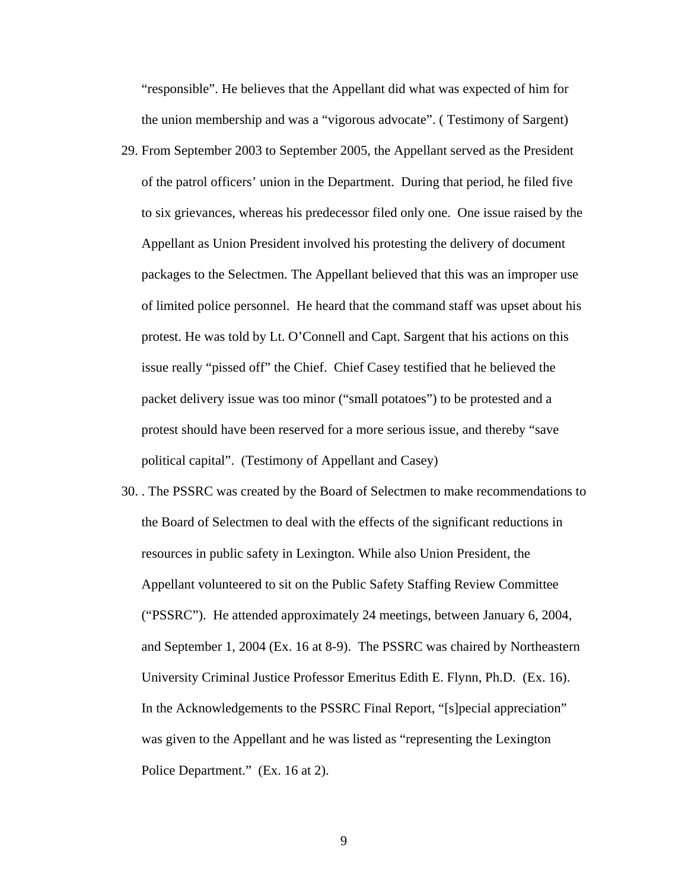"responsible". He believes that the Appellant did what was expected of him for the union membership and was a "vigorous advocate". ( Testimony of Sargent)

29. From September 2003 to September 2005, the Appellant served as the President of the patrol officers' union in the Department. During that period, he filed five to six grievances, whereas his predecessor filed only one. One issue raised by the Appellant as Union President involved his protesting the delivery of document packages to the Selectmen. The Appellant believed that this was an improper use of limited police personnel. He heard that the command staff was upset about his protest. He was told by Lt. O'Connell and Capt. Sargent that his actions on this issue really "pissed off" the Chief. Chief Casey testified that he believed the packet delivery issue was too minor ("small potatoes") to be protested and a protest should have been reserved for a more serious issue, and thereby "save political capital". (Testimony of Appellant and Casey)

30. . The PSSRC was created by the Board of Selectmen to make recommendations to the Board of Selectmen to deal with the effects of the significant reductions in resources in public safety in Lexington. While also Union President, the Appellant volunteered to sit on the Public Safety Staffing Review Committee ("PSSRC"). He attended approximately 24 meetings, between January 6, 2004, and September 1, 2004 (Ex. 16 at 8-9). The PSSRC was chaired by Northeastern University Criminal Justice Professor Emeritus Edith E. Flynn, Ph.D. (Ex. 16). In the Acknowledgements to the PSSRC Final Report, "[s]pecial appreciation" was given to the Appellant and he was listed as "representing the Lexington Police Department." (Ex. 16 at 2).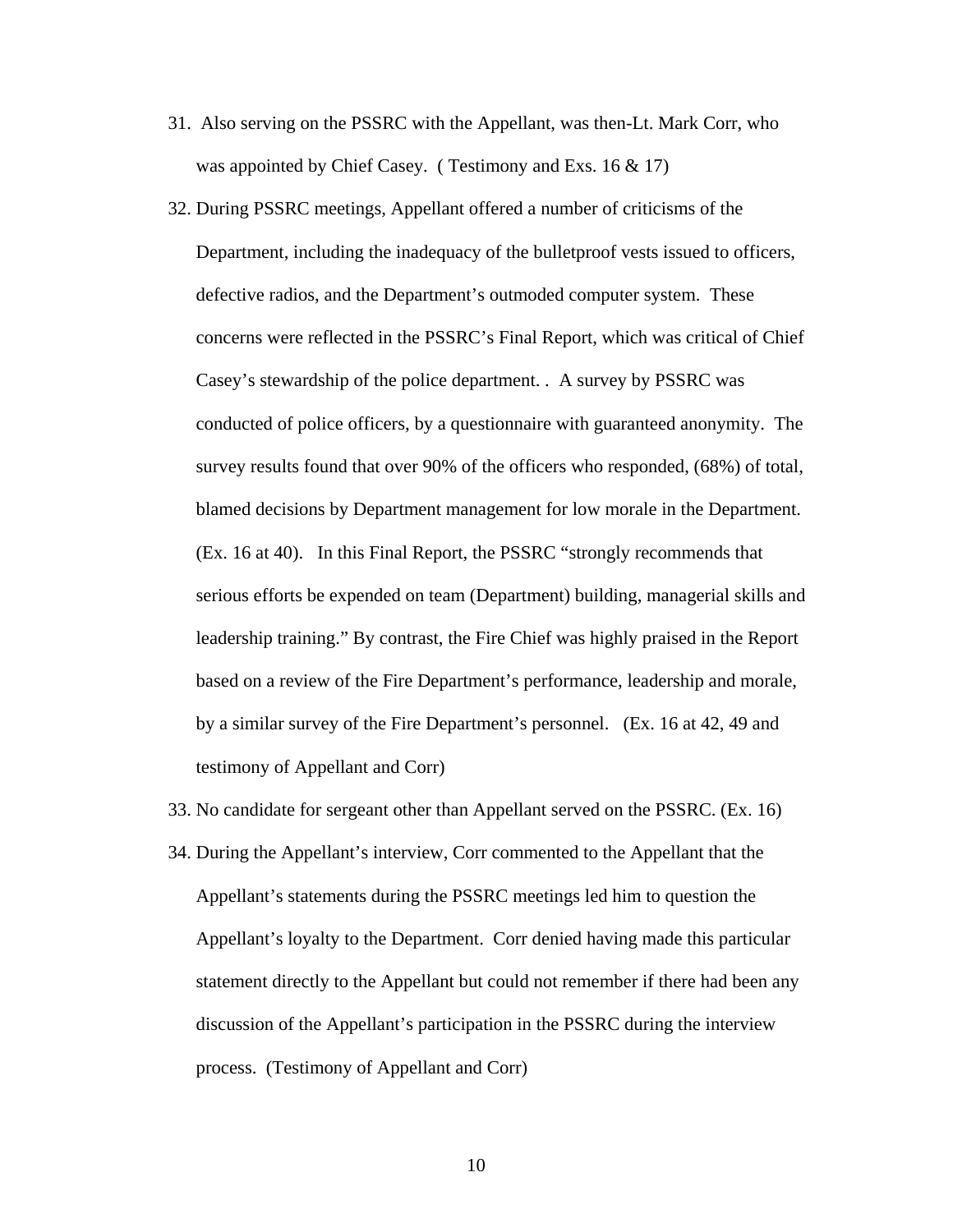31. Also serving on the PSSRC with the Appellant, was then-Lt. Mark Corr, who was appointed by Chief Casey. ( Testimony and Exs. 16 & 17)

32. During PSSRC meetings, Appellant offered a number of criticisms of the Department, including the inadequacy of the bulletproof vests issued to officers, defective radios, and the Department's outmoded computer system. These concerns were reflected in the PSSRC's Final Report, which was critical of Chief Casey's stewardship of the police department. . A survey by PSSRC was conducted of police officers, by a questionnaire with guaranteed anonymity. The survey results found that over 90% of the officers who responded, (68%) of total, blamed decisions by Department management for low morale in the Department. (Ex. 16 at 40). In this Final Report, the PSSRC "strongly recommends that serious efforts be expended on team (Department) building, managerial skills and leadership training." By contrast, the Fire Chief was highly praised in the Report based on a review of the Fire Department's performance, leadership and morale, by a similar survey of the Fire Department's personnel. (Ex. 16 at 42, 49 and testimony of Appellant and Corr)

33. No candidate for sergeant other than Appellant served on the PSSRC. (Ex. 16)

34. During the Appellant's interview, Corr commented to the Appellant that the Appellant's statements during the PSSRC meetings led him to question the Appellant's loyalty to the Department. Corr denied having made this particular statement directly to the Appellant but could not remember if there had been any discussion of the Appellant's participation in the PSSRC during the interview process. (Testimony of Appellant and Corr)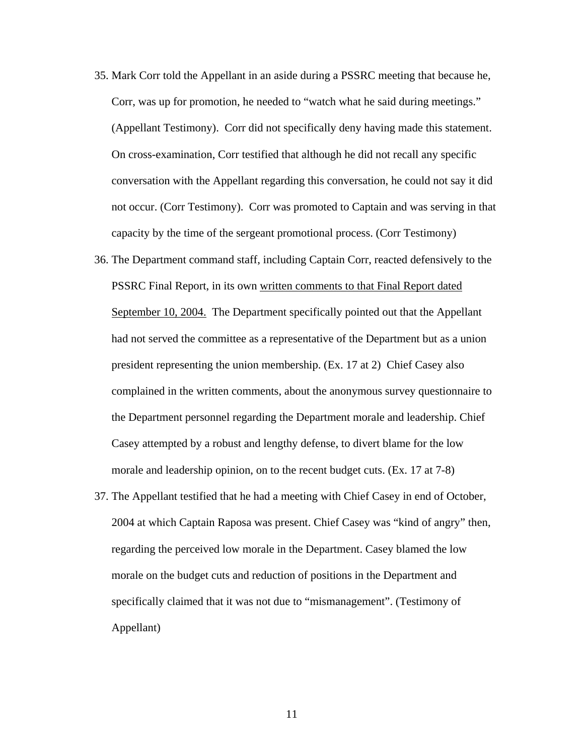35. Mark Corr told the Appellant in an aside during a PSSRC meeting that because he, Corr, was up for promotion, he needed to "watch what he said during meetings." (Appellant Testimony). Corr did not specifically deny having made this statement. On cross-examination, Corr testified that although he did not recall any specific conversation with the Appellant regarding this conversation, he could not say it did not occur. (Corr Testimony). Corr was promoted to Captain and was serving in that capacity by the time of the sergeant promotional process. (Corr Testimony)

36. The Department command staff, including Captain Corr, reacted defensively to the PSSRC Final Report, in its own written comments to that Final Report dated September 10, 2004. The Department specifically pointed out that the Appellant had not served the committee as a representative of the Department but as a union president representing the union membership. (Ex. 17 at 2) Chief Casey also complained in the written comments, about the anonymous survey questionnaire to the Department personnel regarding the Department morale and leadership. Chief Casey attempted by a robust and lengthy defense, to divert blame for the low morale and leadership opinion, on to the recent budget cuts. (Ex. 17 at 7-8)

37. The Appellant testified that he had a meeting with Chief Casey in end of October, 2004 at which Captain Raposa was present. Chief Casey was "kind of angry" then, regarding the perceived low morale in the Department. Casey blamed the low morale on the budget cuts and reduction of positions in the Department and specifically claimed that it was not due to "mismanagement". (Testimony of Appellant)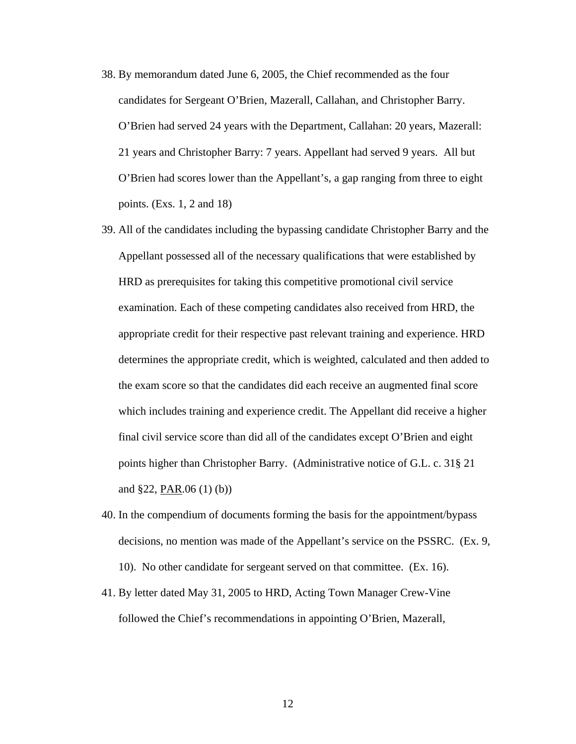38. By memorandum dated June 6, 2005, the Chief recommended as the four candidates for Sergeant O'Brien, Mazerall, Callahan, and Christopher Barry. O'Brien had served 24 years with the Department, Callahan: 20 years, Mazerall: 21 years and Christopher Barry: 7 years. Appellant had served 9 years. All but O'Brien had scores lower than the Appellant's, a gap ranging from three to eight points. (Exs. 1, 2 and 18)

39. All of the candidates including the bypassing candidate Christopher Barry and the Appellant possessed all of the necessary qualifications that were established by HRD as prerequisites for taking this competitive promotional civil service examination. Each of these competing candidates also received from HRD, the appropriate credit for their respective past relevant training and experience. HRD determines the appropriate credit, which is weighted, calculated and then added to the exam score so that the candidates did each receive an augmented final score which includes training and experience credit. The Appellant did receive a higher final civil service score than did all of the candidates except O'Brien and eight points higher than Christopher Barry. (Administrative notice of G.L. c. 31§ 21 and §22, PAR.06 (1) (b))

40. In the compendium of documents forming the basis for the appointment/bypass decisions, no mention was made of the Appellant's service on the PSSRC. (Ex. 9, 10). No other candidate for sergeant served on that committee. (Ex. 16).

41. By letter dated May 31, 2005 to HRD, Acting Town Manager Crew-Vine followed the Chief's recommendations in appointing O'Brien, Mazerall,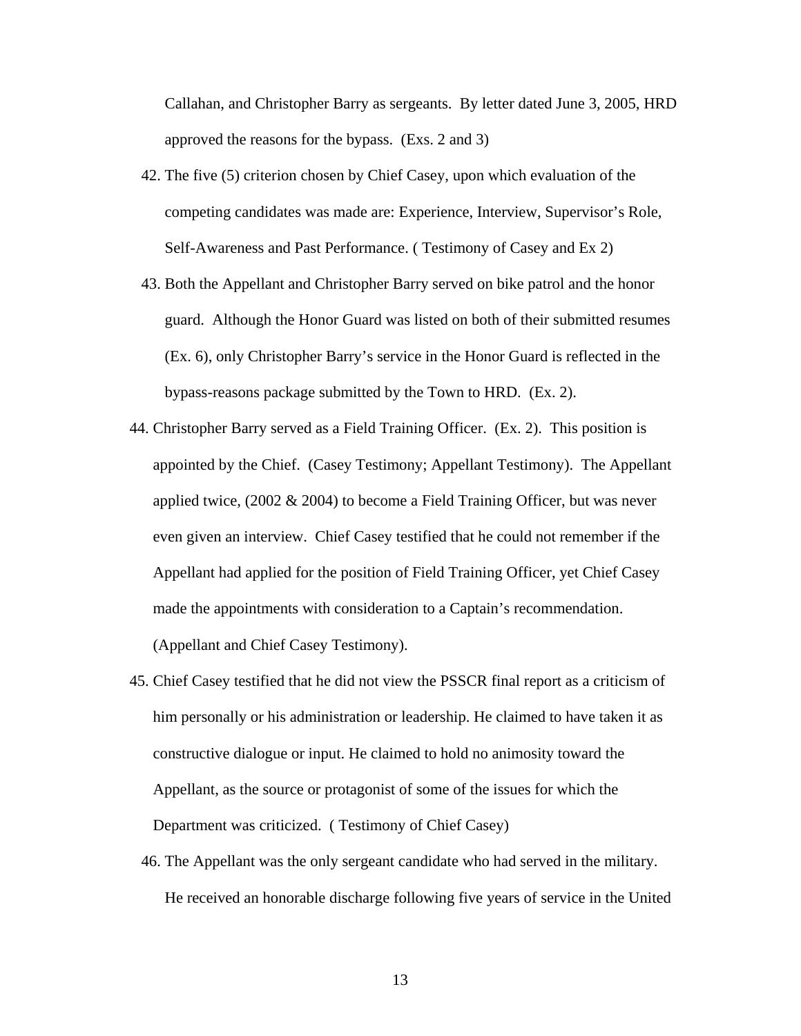Callahan, and Christopher Barry as sergeants. By letter dated June 3, 2005, HRD approved the reasons for the bypass. (Exs. 2 and 3)

42. The five (5) criterion chosen by Chief Casey, upon which evaluation of the competing candidates was made are: Experience, Interview, Supervisor's Role, Self-Awareness and Past Performance. ( Testimony of Casey and Ex 2)

43. Both the Appellant and Christopher Barry served on bike patrol and the honor guard. Although the Honor Guard was listed on both of their submitted resumes (Ex. 6), only Christopher Barry's service in the Honor Guard is reflected in the bypass-reasons package submitted by the Town to HRD. (Ex. 2).

44. Christopher Barry served as a Field Training Officer. (Ex. 2). This position is appointed by the Chief. (Casey Testimony; Appellant Testimony). The Appellant applied twice, (2002 & 2004) to become a Field Training Officer, but was never even given an interview. Chief Casey testified that he could not remember if the Appellant had applied for the position of Field Training Officer, yet Chief Casey made the appointments with consideration to a Captain's recommendation. (Appellant and Chief Casey Testimony).

45. Chief Casey testified that he did not view the PSSCR final report as a criticism of him personally or his administration or leadership. He claimed to have taken it as constructive dialogue or input. He claimed to hold no animosity toward the Appellant, as the source or protagonist of some of the issues for which the Department was criticized. ( Testimony of Chief Casey)

46. The Appellant was the only sergeant candidate who had served in the military. He received an honorable discharge following five years of service in the United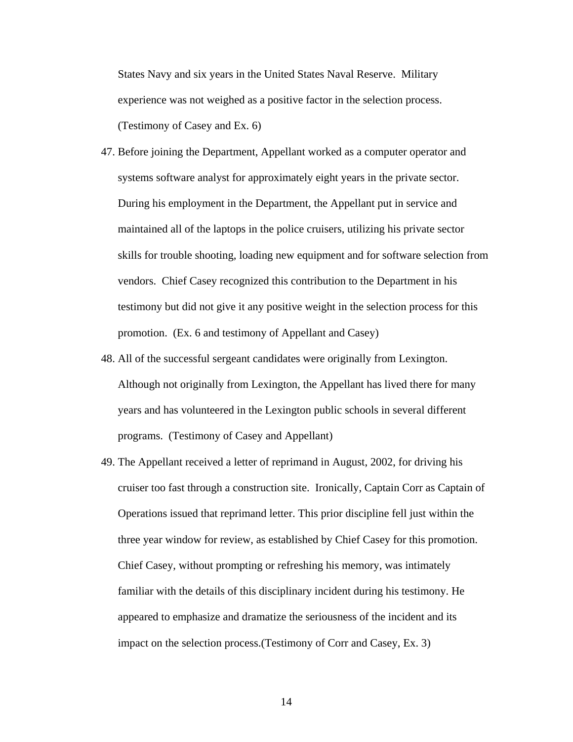States Navy and six years in the United States Naval Reserve. Military experience was not weighed as a positive factor in the selection process. (Testimony of Casey and Ex. 6)

47. Before joining the Department, Appellant worked as a computer operator and systems software analyst for approximately eight years in the private sector. During his employment in the Department, the Appellant put in service and maintained all of the laptops in the police cruisers, utilizing his private sector skills for trouble shooting, loading new equipment and for software selection from vendors. Chief Casey recognized this contribution to the Department in his testimony but did not give it any positive weight in the selection process for this promotion. (Ex. 6 and testimony of Appellant and Casey)

48. All of the successful sergeant candidates were originally from Lexington. Although not originally from Lexington, the Appellant has lived there for many years and has volunteered in the Lexington public schools in several different programs. (Testimony of Casey and Appellant)

49. The Appellant received a letter of reprimand in August, 2002, for driving his cruiser too fast through a construction site. Ironically, Captain Corr as Captain of Operations issued that reprimand letter. This prior discipline fell just within the three year window for review, as established by Chief Casey for this promotion. Chief Casey, without prompting or refreshing his memory, was intimately familiar with the details of this disciplinary incident during his testimony. He appeared to emphasize and dramatize the seriousness of the incident and its impact on the selection process.(Testimony of Corr and Casey, Ex. 3)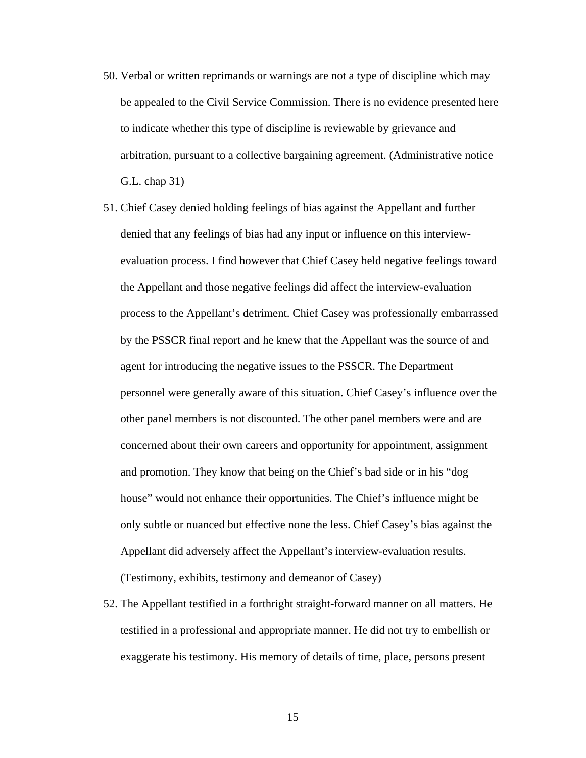50. Verbal or written reprimands or warnings are not a type of discipline which may be appealed to the Civil Service Commission. There is no evidence presented here to indicate whether this type of discipline is reviewable by grievance and arbitration, pursuant to a collective bargaining agreement. (Administrative notice G.L. chap 31)

51. Chief Casey denied holding feelings of bias against the Appellant and further denied that any feelings of bias had any input or influence on this interview-evaluation process. I find however that Chief Casey held negative feelings toward the Appellant and those negative feelings did affect the interview-evaluation process to the Appellant's detriment. Chief Casey was professionally embarrassed by the PSSCR final report and he knew that the Appellant was the source of and agent for introducing the negative issues to the PSSCR. The Department personnel were generally aware of this situation. Chief Casey's influence over the other panel members is not discounted. The other panel members were and are concerned about their own careers and opportunity for appointment, assignment and promotion. They know that being on the Chief's bad side or in his "dog house" would not enhance their opportunities. The Chief's influence might be only subtle or nuanced but effective none the less. Chief Casey's bias against the Appellant did adversely affect the Appellant's interview-evaluation results. (Testimony, exhibits, testimony and demeanor of Casey)

52. The Appellant testified in a forthright straight-forward manner on all matters. He testified in a professional and appropriate manner. He did not try to embellish or exaggerate his testimony. His memory of details of time, place, persons present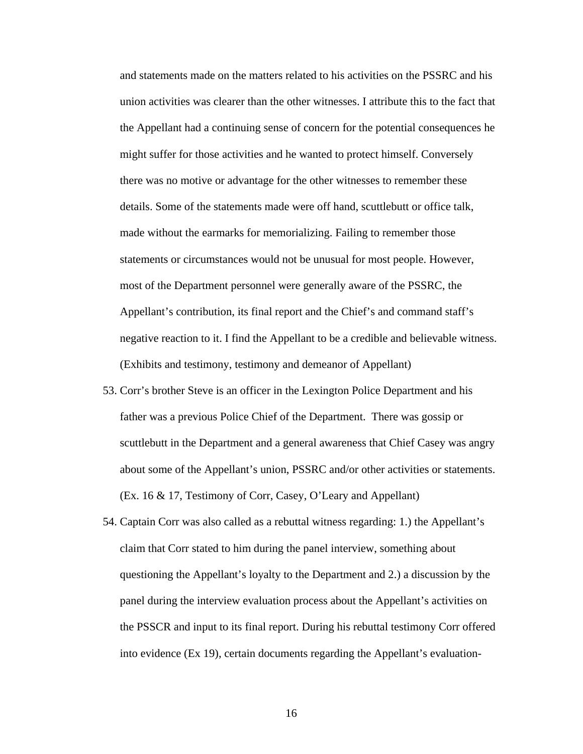and statements made on the matters related to his activities on the PSSRC and his union activities was clearer than the other witnesses. I attribute this to the fact that the Appellant had a continuing sense of concern for the potential consequences he might suffer for those activities and he wanted to protect himself. Conversely there was no motive or advantage for the other witnesses to remember these details. Some of the statements made were off hand, scuttlebutt or office talk, made without the earmarks for memorializing. Failing to remember those statements or circumstances would not be unusual for most people. However, most of the Department personnel were generally aware of the PSSRC, the Appellant's contribution, its final report and the Chief's and command staff's negative reaction to it. I find the Appellant to be a credible and believable witness. (Exhibits and testimony, testimony and demeanor of Appellant)

53. Corr's brother Steve is an officer in the Lexington Police Department and his father was a previous Police Chief of the Department. There was gossip or scuttlebutt in the Department and a general awareness that Chief Casey was angry about some of the Appellant's union, PSSRC and/or other activities or statements. (Ex. 16 & 17, Testimony of Corr, Casey, O'Leary and Appellant)

54. Captain Corr was also called as a rebuttal witness regarding: 1.) the Appellant's claim that Corr stated to him during the panel interview, something about questioning the Appellant's loyalty to the Department and 2.) a discussion by the panel during the interview evaluation process about the Appellant's activities on the PSSCR and input to its final report. During his rebuttal testimony Corr offered into evidence (Ex 19), certain documents regarding the Appellant's evaluation-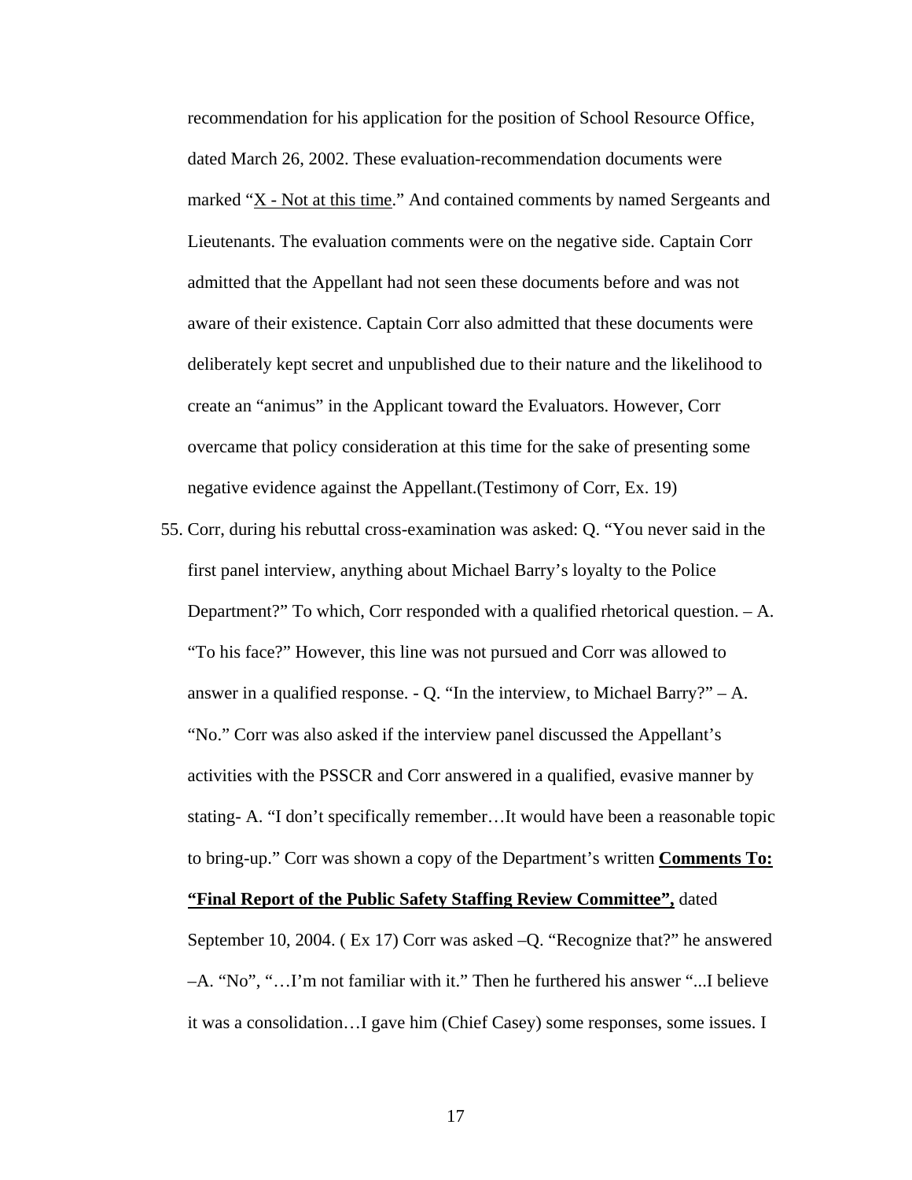recommendation for his application for the position of School Resource Office, dated March 26, 2002. These evaluation-recommendation documents were marked "<u>X - Not at this time</u>." And contained comments by named Sergeants and Lieutenants. The evaluation comments were on the negative side. Captain Corr admitted that the Appellant had not seen these documents before and was not aware of their existence. Captain Corr also admitted that these documents were deliberately kept secret and unpublished due to their nature and the likelihood to create an "animus" in the Applicant toward the Evaluators. However, Corr overcame that policy consideration at this time for the sake of presenting some negative evidence against the Appellant.(Testimony of Corr, Ex. 19)

55. Corr, during his rebuttal cross-examination was asked: Q. "You never said in the first panel interview, anything about Michael Barry's loyalty to the Police Department?" To which, Corr responded with a qualified rhetorical question. – A. "To his face?" However, this line was not pursued and Corr was allowed to answer in a qualified response. - Q. "In the interview, to Michael Barry?" – A. "No." Corr was also asked if the interview panel discussed the Appellant's activities with the PSSCR and Corr answered in a qualified, evasive manner by stating- A. "I don't specifically remember…It would have been a reasonable topic to bring-up." Corr was shown a copy of the Department's written **<u>Comments To: "Final Report of the Public Safety Staffing Review Committee",</u>** dated September 10, 2004. ( Ex 17) Corr was asked –Q. "Recognize that?" he answered –A. "No", "…I'm not familiar with it." Then he furthered his answer "...I believe it was a consolidation…I gave him (Chief Casey) some responses, some issues. I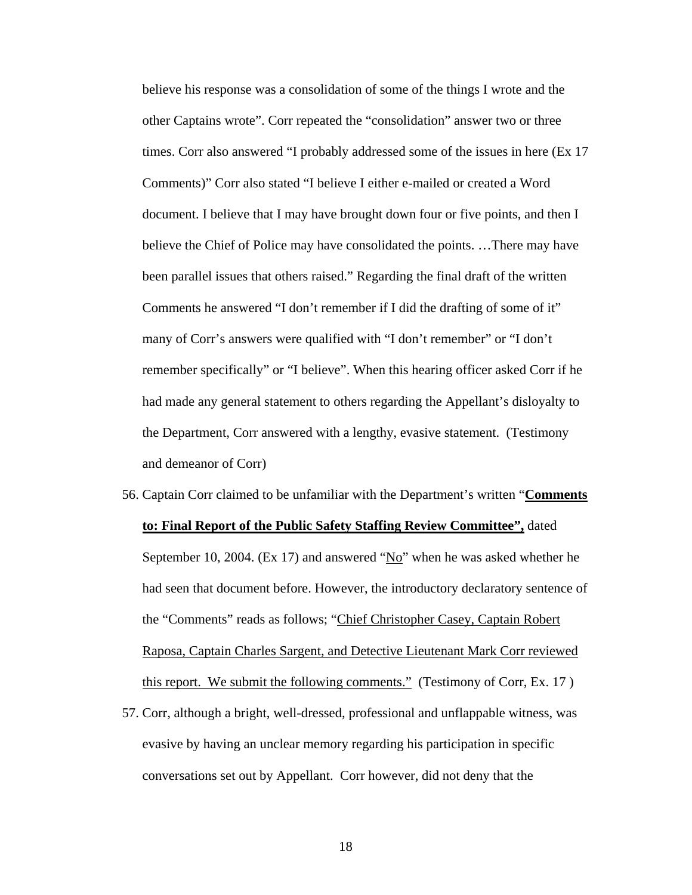believe his response was a consolidation of some of the things I wrote and the other Captains wrote". Corr repeated the "consolidation" answer two or three times. Corr also answered "I probably addressed some of the issues in here (Ex 17 Comments)" Corr also stated "I believe I either e-mailed or created a Word document. I believe that I may have brought down four or five points, and then I believe the Chief of Police may have consolidated the points. …There may have been parallel issues that others raised." Regarding the final draft of the written Comments he answered "I don't remember if I did the drafting of some of it" many of Corr's answers were qualified with "I don't remember" or "I don't remember specifically" or "I believe". When this hearing officer asked Corr if he had made any general statement to others regarding the Appellant's disloyalty to the Department, Corr answered with a lengthy, evasive statement. (Testimony and demeanor of Corr)

56. Captain Corr claimed to be unfamiliar with the Department's written "**<u>Comments to: Final Report of the Public Safety Staffing Review Committee",</u>** dated September 10, 2004. (Ex 17) and answered "<u>No</u>" when he was asked whether he had seen that document before. However, the introductory declaratory sentence of the "Comments" reads as follows; "<u>Chief Christopher Casey, Captain Robert Raposa, Captain Charles Sargent, and Detective Lieutenant Mark Corr reviewed this report. We submit the following comments."</u> (Testimony of Corr, Ex. 17 )

57. Corr, although a bright, well-dressed, professional and unflappable witness, was evasive by having an unclear memory regarding his participation in specific conversations set out by Appellant. Corr however, did not deny that the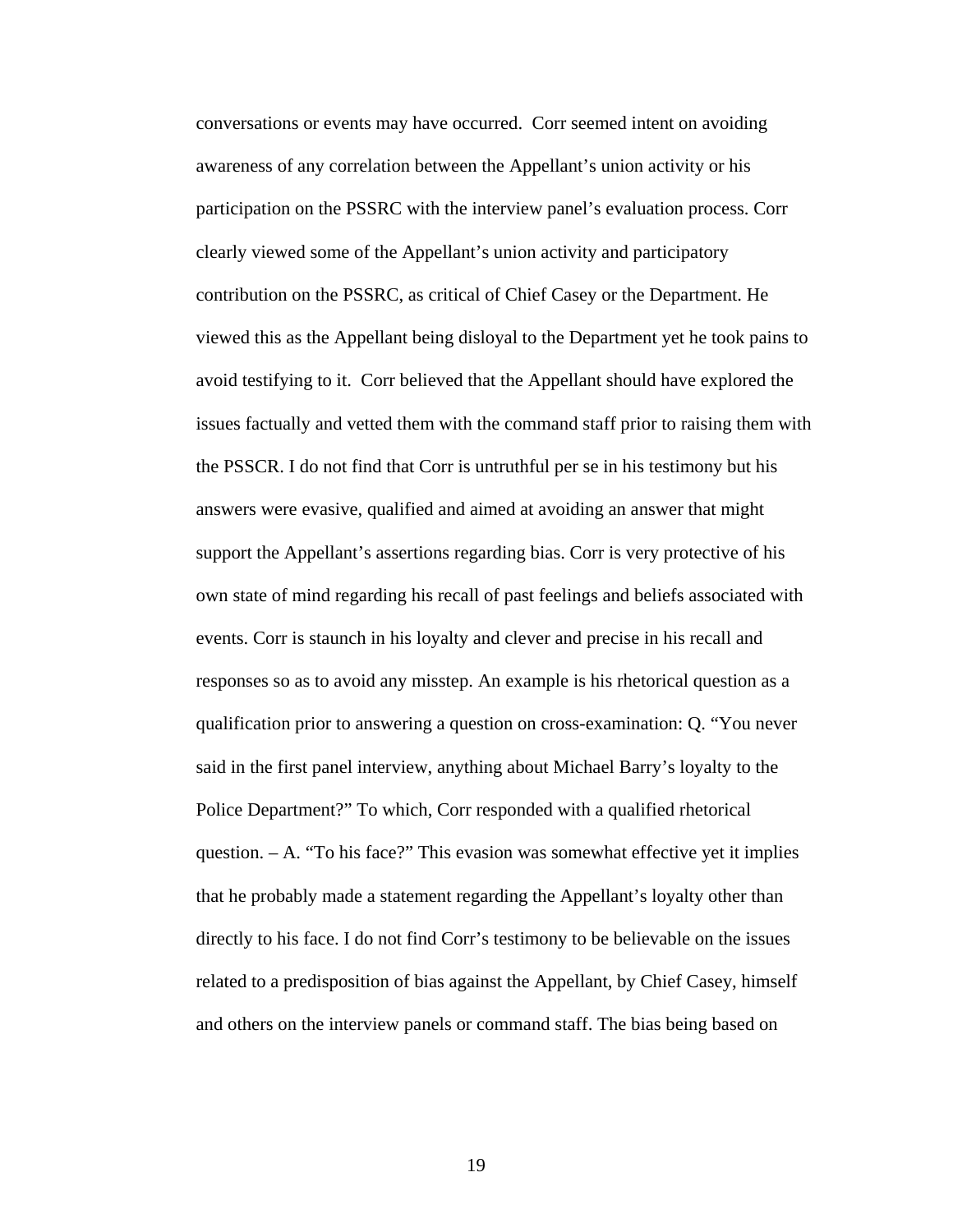conversations or events may have occurred. Corr seemed intent on avoiding awareness of any correlation between the Appellant's union activity or his participation on the PSSRC with the interview panel's evaluation process. Corr clearly viewed some of the Appellant's union activity and participatory contribution on the PSSRC, as critical of Chief Casey or the Department. He viewed this as the Appellant being disloyal to the Department yet he took pains to avoid testifying to it. Corr believed that the Appellant should have explored the issues factually and vetted them with the command staff prior to raising them with the PSSCR. I do not find that Corr is untruthful per se in his testimony but his answers were evasive, qualified and aimed at avoiding an answer that might support the Appellant's assertions regarding bias. Corr is very protective of his own state of mind regarding his recall of past feelings and beliefs associated with events. Corr is staunch in his loyalty and clever and precise in his recall and responses so as to avoid any misstep. An example is his rhetorical question as a qualification prior to answering a question on cross-examination: Q. "You never said in the first panel interview, anything about Michael Barry's loyalty to the Police Department?" To which, Corr responded with a qualified rhetorical question. – A. "To his face?" This evasion was somewhat effective yet it implies that he probably made a statement regarding the Appellant's loyalty other than directly to his face. I do not find Corr's testimony to be believable on the issues related to a predisposition of bias against the Appellant, by Chief Casey, himself and others on the interview panels or command staff. The bias being based on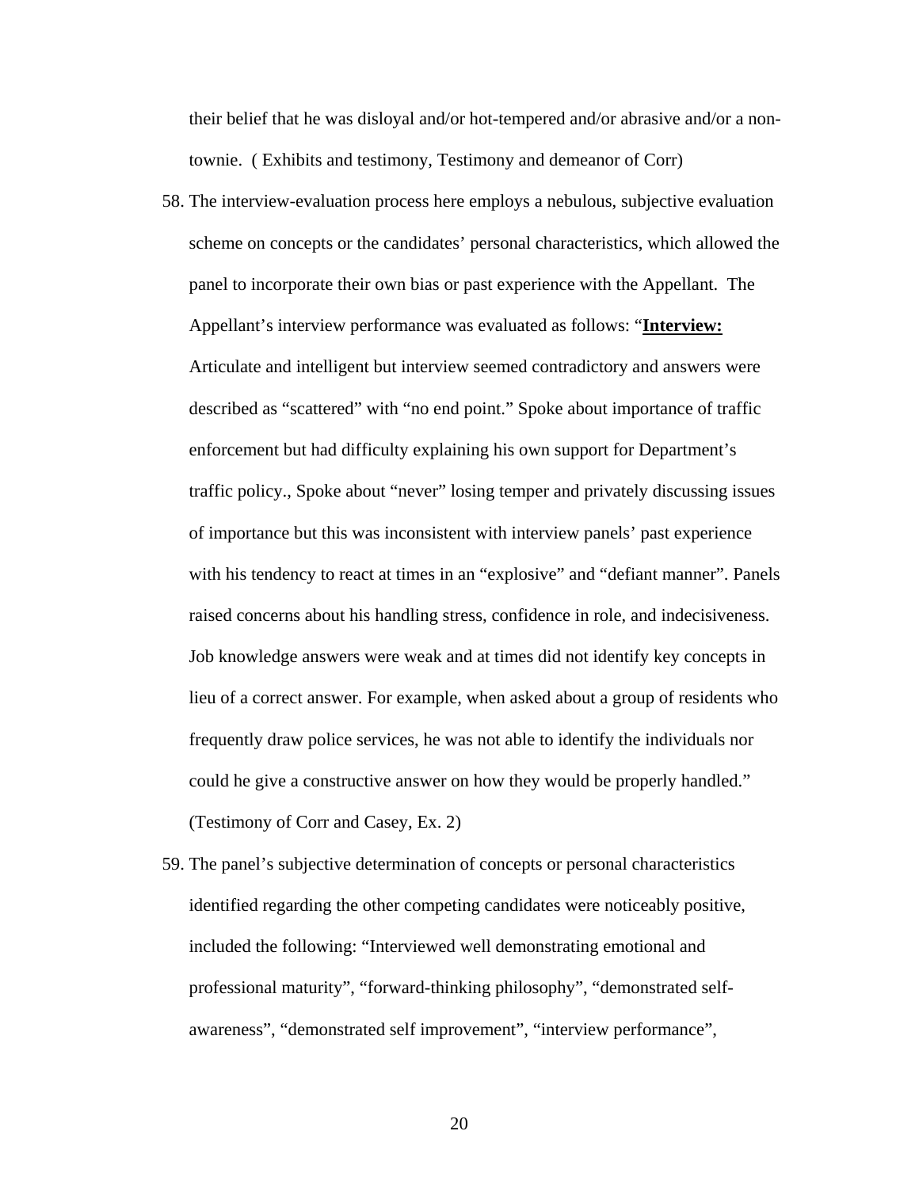their belief that he was disloyal and/or hot-tempered and/or abrasive and/or a non-townie. ( Exhibits and testimony, Testimony and demeanor of Corr)

58. The interview-evaluation process here employs a nebulous, subjective evaluation scheme on concepts or the candidates' personal characteristics, which allowed the panel to incorporate their own bias or past experience with the Appellant. The Appellant's interview performance was evaluated as follows: "**<u>Interview:</u>** Articulate and intelligent but interview seemed contradictory and answers were described as "scattered" with "no end point." Spoke about importance of traffic enforcement but had difficulty explaining his own support for Department's traffic policy., Spoke about "never" losing temper and privately discussing issues of importance but this was inconsistent with interview panels' past experience with his tendency to react at times in an "explosive" and "defiant manner". Panels raised concerns about his handling stress, confidence in role, and indecisiveness. Job knowledge answers were weak and at times did not identify key concepts in lieu of a correct answer. For example, when asked about a group of residents who frequently draw police services, he was not able to identify the individuals nor could he give a constructive answer on how they would be properly handled." (Testimony of Corr and Casey, Ex. 2)

59. The panel's subjective determination of concepts or personal characteristics identified regarding the other competing candidates were noticeably positive, included the following: "Interviewed well demonstrating emotional and professional maturity", "forward-thinking philosophy", "demonstrated self-awareness", "demonstrated self improvement", "interview performance",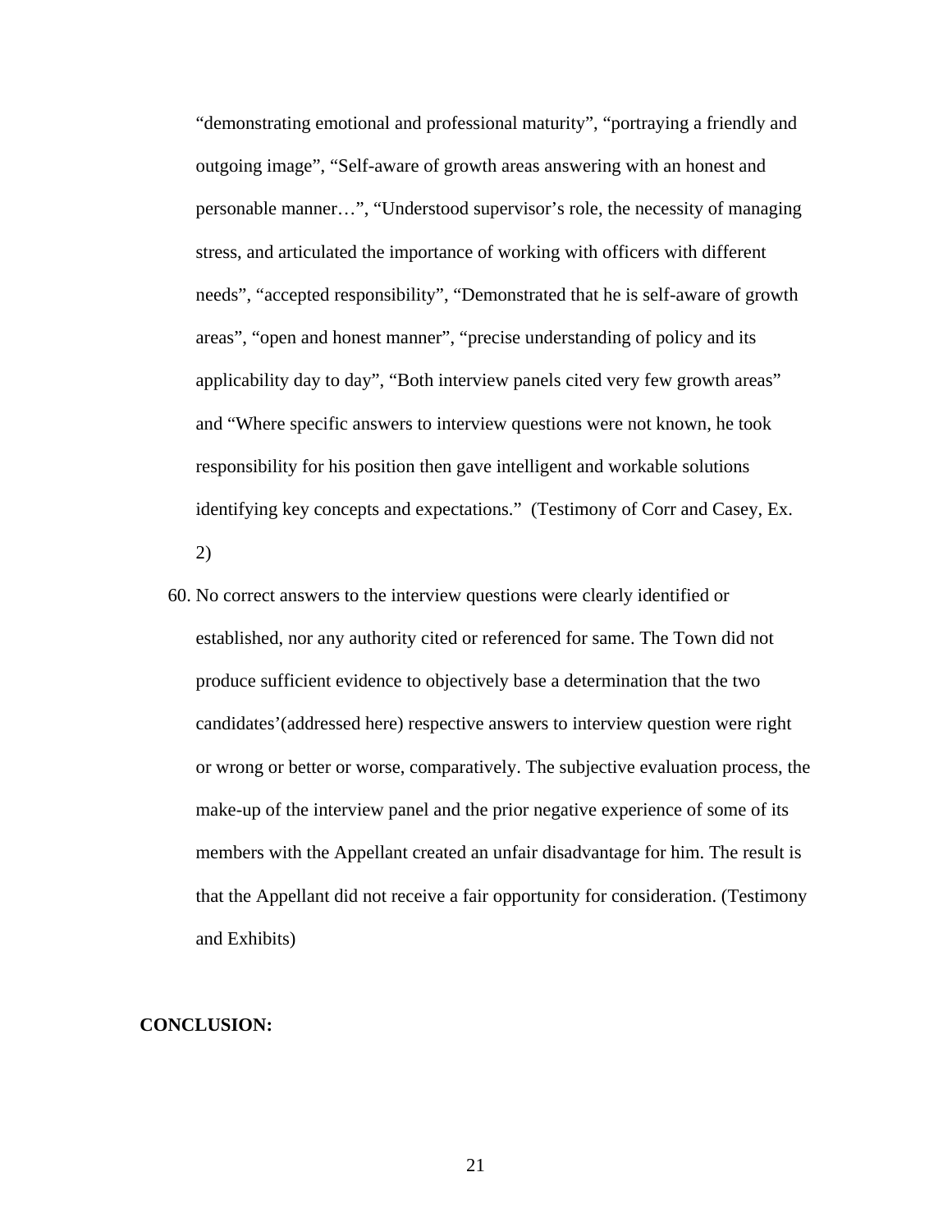"demonstrating emotional and professional maturity", "portraying a friendly and outgoing image", "Self-aware of growth areas answering with an honest and personable manner…", "Understood supervisor's role, the necessity of managing stress, and articulated the importance of working with officers with different needs", "accepted responsibility", "Demonstrated that he is self-aware of growth areas", "open and honest manner", "precise understanding of policy and its applicability day to day", "Both interview panels cited very few growth areas" and "Where specific answers to interview questions were not known, he took responsibility for his position then gave intelligent and workable solutions identifying key concepts and expectations." (Testimony of Corr and Casey, Ex. 2)

60. No correct answers to the interview questions were clearly identified or established, nor any authority cited or referenced for same. The Town did not produce sufficient evidence to objectively base a determination that the two candidates'(addressed here) respective answers to interview question were right or wrong or better or worse, comparatively. The subjective evaluation process, the make-up of the interview panel and the prior negative experience of some of its members with the Appellant created an unfair disadvantage for him. The result is that the Appellant did not receive a fair opportunity for consideration. (Testimony and Exhibits)

**CONCLUSION:**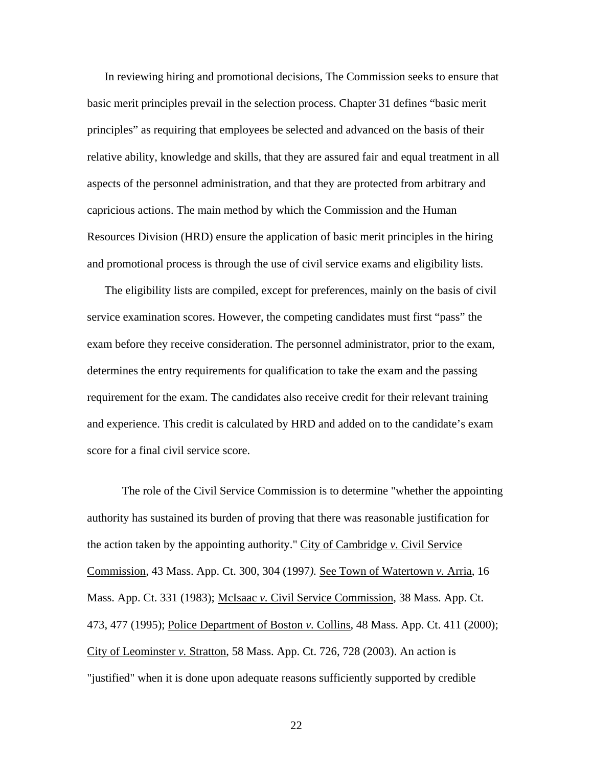In reviewing hiring and promotional decisions, The Commission seeks to ensure that basic merit principles prevail in the selection process. Chapter 31 defines "basic merit principles" as requiring that employees be selected and advanced on the basis of their relative ability, knowledge and skills, that they are assured fair and equal treatment in all aspects of the personnel administration, and that they are protected from arbitrary and capricious actions. The main method by which the Commission and the Human Resources Division (HRD) ensure the application of basic merit principles in the hiring and promotional process is through the use of civil service exams and eligibility lists.

The eligibility lists are compiled, except for preferences, mainly on the basis of civil service examination scores. However, the competing candidates must first "pass" the exam before they receive consideration. The personnel administrator, prior to the exam, determines the entry requirements for qualification to take the exam and the passing requirement for the exam. The candidates also receive credit for their relevant training and experience. This credit is calculated by HRD and added on to the candidate's exam score for a final civil service score.

The role of the Civil Service Commission is to determine "whether the appointing authority has sustained its burden of proving that there was reasonable justification for the action taken by the appointing authority." City of Cambridge *v.* Civil Service Commission, 43 Mass. App. Ct. 300, 304 (1997*).* See Town of Watertown *v.* Arria, 16 Mass. App. Ct. 331 (1983); McIsaac *v.* Civil Service Commission, 38 Mass. App. Ct. 473, 477 (1995); Police Department of Boston *v.* Collins, 48 Mass. App. Ct. 411 (2000); City of Leominster *v.* Stratton, 58 Mass. App. Ct. 726, 728 (2003). An action is "justified" when it is done upon adequate reasons sufficiently supported by credible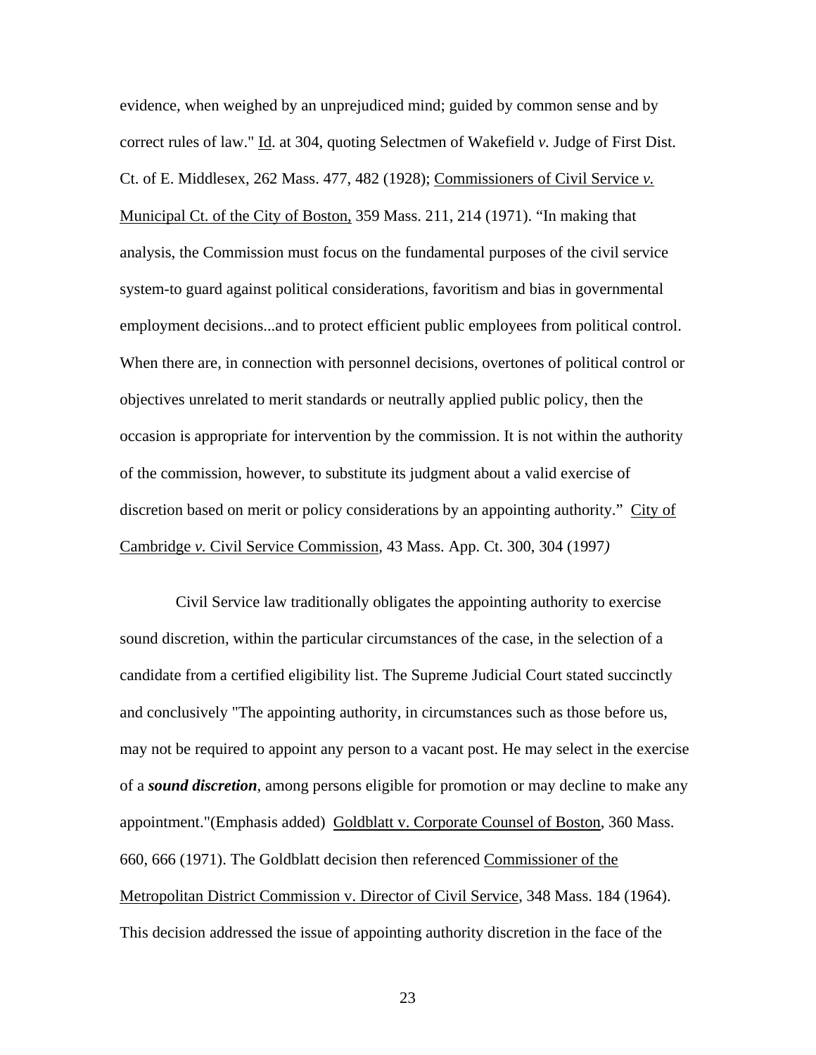evidence, when weighed by an unprejudiced mind; guided by common sense and by correct rules of law." Id. at 304, quoting Selectmen of Wakefield *v.* Judge of First Dist. Ct. of E. Middlesex, 262 Mass. 477, 482 (1928); Commissioners of Civil Service *v.* Municipal Ct. of the City of Boston, 359 Mass. 211, 214 (1971). “In making that analysis, the Commission must focus on the fundamental purposes of the civil service system-to guard against political considerations, favoritism and bias in governmental employment decisions...and to protect efficient public employees from political control. When there are, in connection with personnel decisions, overtones of political control or objectives unrelated to merit standards or neutrally applied public policy, then the occasion is appropriate for intervention by the commission. It is not within the authority of the commission, however, to substitute its judgment about a valid exercise of discretion based on merit or policy considerations by an appointing authority.” City of Cambridge *v.* Civil Service Commission, 43 Mass. App. Ct. 300, 304 (1997*)*

Civil Service law traditionally obligates the appointing authority to exercise sound discretion, within the particular circumstances of the case, in the selection of a candidate from a certified eligibility list. The Supreme Judicial Court stated succinctly and conclusively "The appointing authority, in circumstances such as those before us, may not be required to appoint any person to a vacant post. He may select in the exercise of a ***sound discretion***, among persons eligible for promotion or may decline to make any appointment."(Emphasis added) Goldblatt v. Corporate Counsel of Boston, 360 Mass. 660, 666 (1971). The Goldblatt decision then referenced Commissioner of the Metropolitan District Commission v. Director of Civil Service, 348 Mass. 184 (1964). This decision addressed the issue of appointing authority discretion in the face of the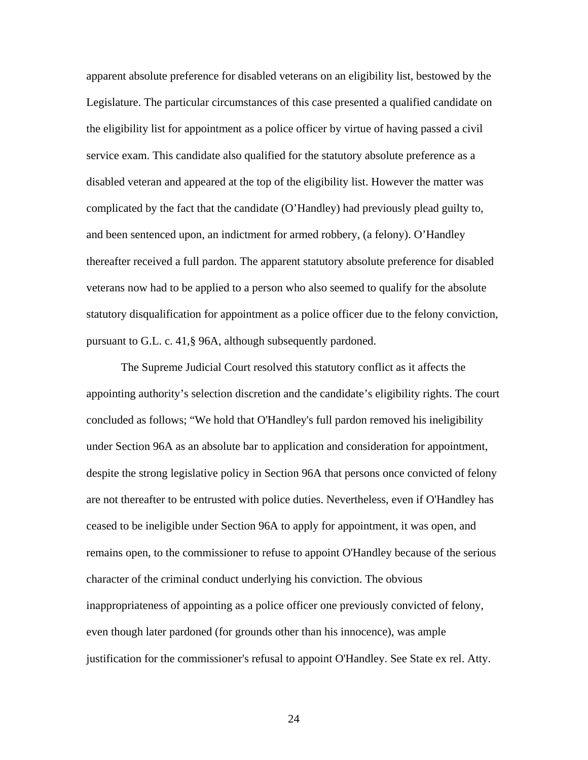apparent absolute preference for disabled veterans on an eligibility list, bestowed by the Legislature. The particular circumstances of this case presented a qualified candidate on the eligibility list for appointment as a police officer by virtue of having passed a civil service exam. This candidate also qualified for the statutory absolute preference as a disabled veteran and appeared at the top of the eligibility list. However the matter was complicated by the fact that the candidate (O'Handley) had previously plead guilty to, and been sentenced upon, an indictment for armed robbery, (a felony). O'Handley thereafter received a full pardon. The apparent statutory absolute preference for disabled veterans now had to be applied to a person who also seemed to qualify for the absolute statutory disqualification for appointment as a police officer due to the felony conviction, pursuant to G.L. c. 41,§ 96A, although subsequently pardoned.

The Supreme Judicial Court resolved this statutory conflict as it affects the appointing authority's selection discretion and the candidate's eligibility rights. The court concluded as follows; "We hold that O'Handley's full pardon removed his ineligibility under Section 96A as an absolute bar to application and consideration for appointment, despite the strong legislative policy in Section 96A that persons once convicted of felony are not thereafter to be entrusted with police duties. Nevertheless, even if O'Handley has ceased to be ineligible under Section 96A to apply for appointment, it was open, and remains open, to the commissioner to refuse to appoint O'Handley because of the serious character of the criminal conduct underlying his conviction. The obvious inappropriateness of appointing as a police officer one previously convicted of felony, even though later pardoned (for grounds other than his innocence), was ample justification for the commissioner's refusal to appoint O'Handley. See State ex rel. Atty.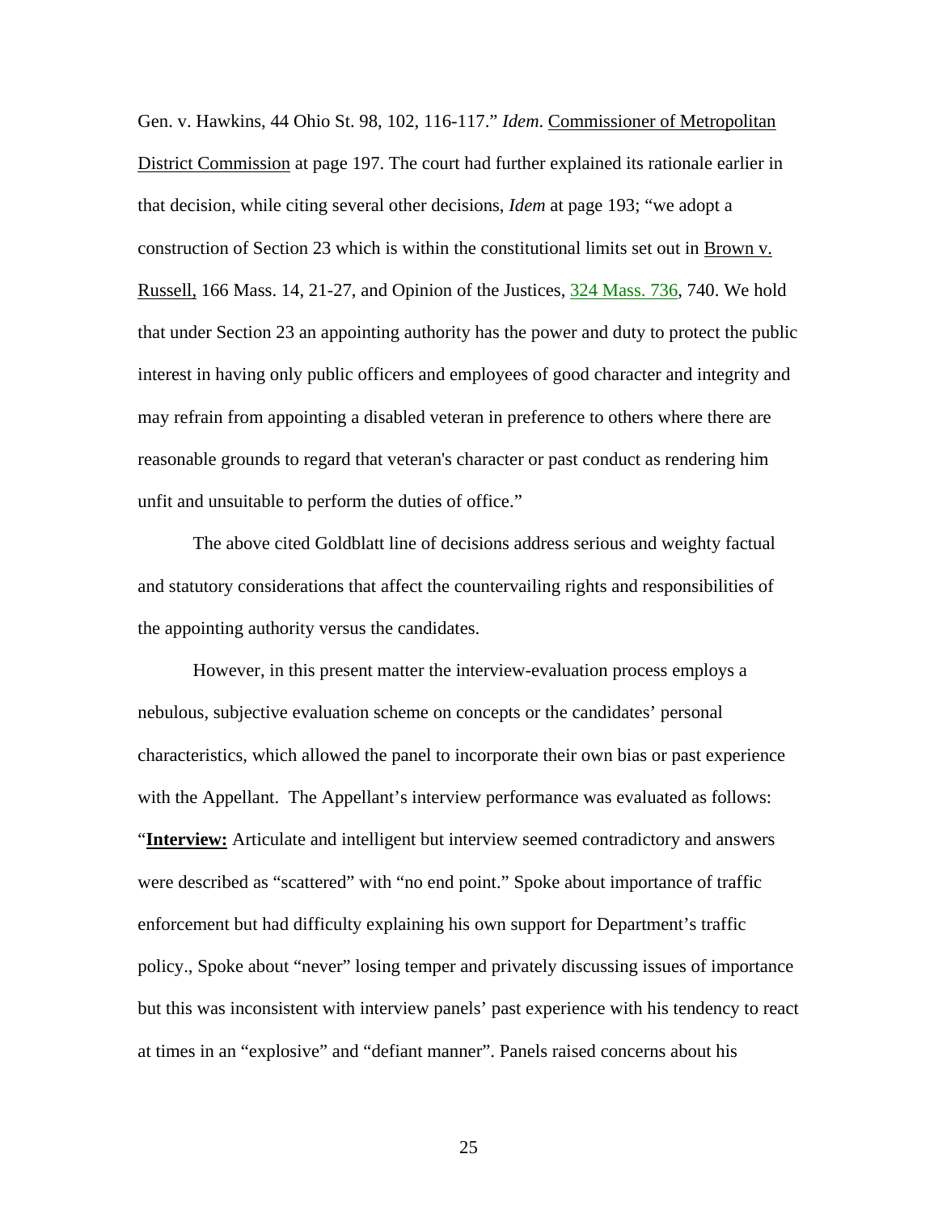Gen. v. Hawkins, 44 Ohio St. 98, 102, 116-117." *Idem*. Commissioner of Metropolitan District Commission at page 197. The court had further explained its rationale earlier in that decision, while citing several other decisions, *Idem* at page 193; "we adopt a construction of Section 23 which is within the constitutional limits set out in Brown v. Russell, 166 Mass. 14, 21-27, and Opinion of the Justices, 324 Mass. 736, 740. We hold that under Section 23 an appointing authority has the power and duty to protect the public interest in having only public officers and employees of good character and integrity and may refrain from appointing a disabled veteran in preference to others where there are reasonable grounds to regard that veteran's character or past conduct as rendering him unfit and unsuitable to perform the duties of office."

The above cited Goldblatt line of decisions address serious and weighty factual and statutory considerations that affect the countervailing rights and responsibilities of the appointing authority versus the candidates.

However, in this present matter the interview-evaluation process employs a nebulous, subjective evaluation scheme on concepts or the candidates' personal characteristics, which allowed the panel to incorporate their own bias or past experience with the Appellant. The Appellant's interview performance was evaluated as follows: "**Interview:** Articulate and intelligent but interview seemed contradictory and answers were described as "scattered" with "no end point." Spoke about importance of traffic enforcement but had difficulty explaining his own support for Department's traffic policy., Spoke about "never" losing temper and privately discussing issues of importance but this was inconsistent with interview panels' past experience with his tendency to react at times in an "explosive" and "defiant manner". Panels raised concerns about his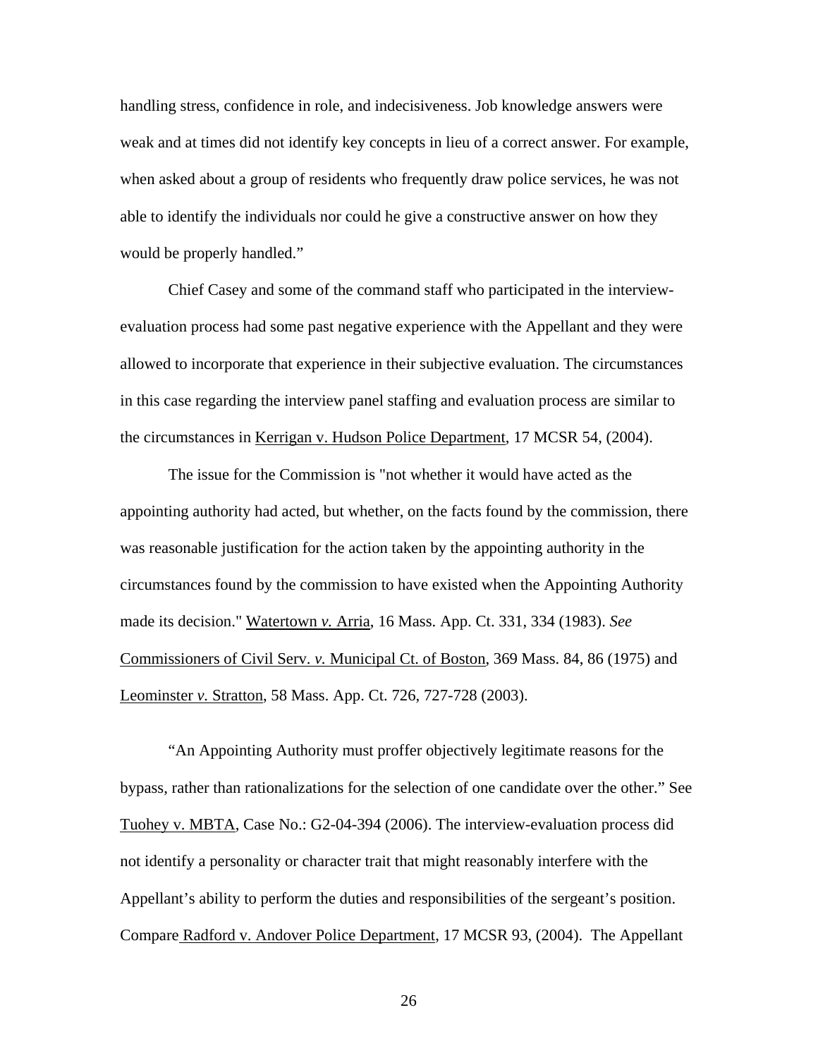handling stress, confidence in role, and indecisiveness. Job knowledge answers were weak and at times did not identify key concepts in lieu of a correct answer. For example, when asked about a group of residents who frequently draw police services, he was not able to identify the individuals nor could he give a constructive answer on how they would be properly handled."

Chief Casey and some of the command staff who participated in the interview-evaluation process had some past negative experience with the Appellant and they were allowed to incorporate that experience in their subjective evaluation. The circumstances in this case regarding the interview panel staffing and evaluation process are similar to the circumstances in Kerrigan v. Hudson Police Department, 17 MCSR 54, (2004).

The issue for the Commission is "not whether it would have acted as the appointing authority had acted, but whether, on the facts found by the commission, there was reasonable justification for the action taken by the appointing authority in the circumstances found by the commission to have existed when the Appointing Authority made its decision." Watertown *v.* Arria, 16 Mass. App. Ct. 331, 334 (1983). *See* Commissioners of Civil Serv. *v.* Municipal Ct. of Boston, 369 Mass. 84, 86 (1975) and Leominster *v.* Stratton, 58 Mass. App. Ct. 726, 727-728 (2003).

"An Appointing Authority must proffer objectively legitimate reasons for the bypass, rather than rationalizations for the selection of one candidate over the other." See Tuohey v. MBTA, Case No.: G2-04-394 (2006). The interview-evaluation process did not identify a personality or character trait that might reasonably interfere with the Appellant's ability to perform the duties and responsibilities of the sergeant's position. Compare Radford v. Andover Police Department, 17 MCSR 93, (2004). The Appellant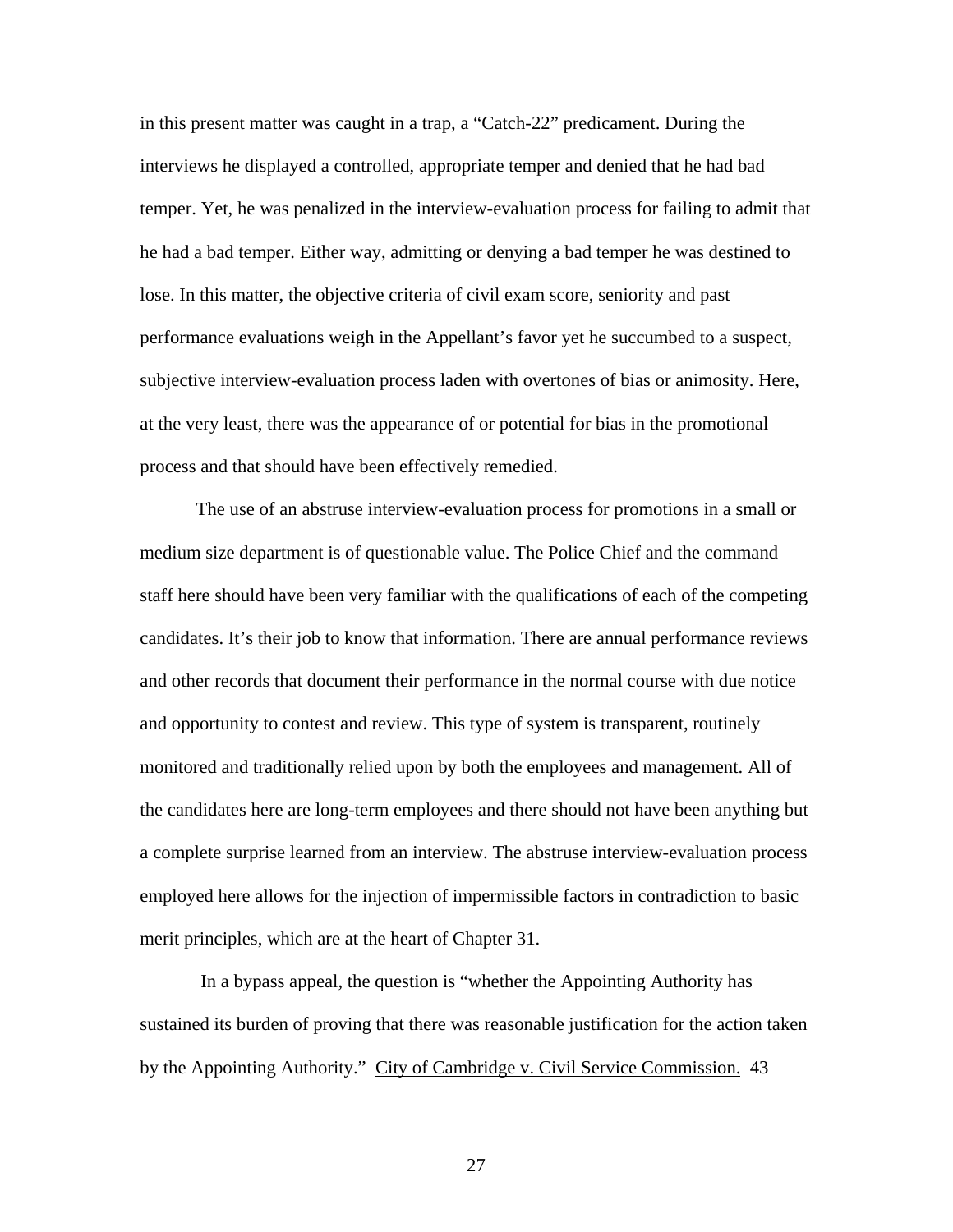in this present matter was caught in a trap, a "Catch-22" predicament. During the interviews he displayed a controlled, appropriate temper and denied that he had bad temper. Yet, he was penalized in the interview-evaluation process for failing to admit that he had a bad temper. Either way, admitting or denying a bad temper he was destined to lose. In this matter, the objective criteria of civil exam score, seniority and past performance evaluations weigh in the Appellant's favor yet he succumbed to a suspect, subjective interview-evaluation process laden with overtones of bias or animosity. Here, at the very least, there was the appearance of or potential for bias in the promotional process and that should have been effectively remedied.

The use of an abstruse interview-evaluation process for promotions in a small or medium size department is of questionable value. The Police Chief and the command staff here should have been very familiar with the qualifications of each of the competing candidates. It's their job to know that information. There are annual performance reviews and other records that document their performance in the normal course with due notice and opportunity to contest and review. This type of system is transparent, routinely monitored and traditionally relied upon by both the employees and management. All of the candidates here are long-term employees and there should not have been anything but a complete surprise learned from an interview. The abstruse interview-evaluation process employed here allows for the injection of impermissible factors in contradiction to basic merit principles, which are at the heart of Chapter 31.

In a bypass appeal, the question is "whether the Appointing Authority has sustained its burden of proving that there was reasonable justification for the action taken by the Appointing Authority." City of Cambridge v. Civil Service Commission. 43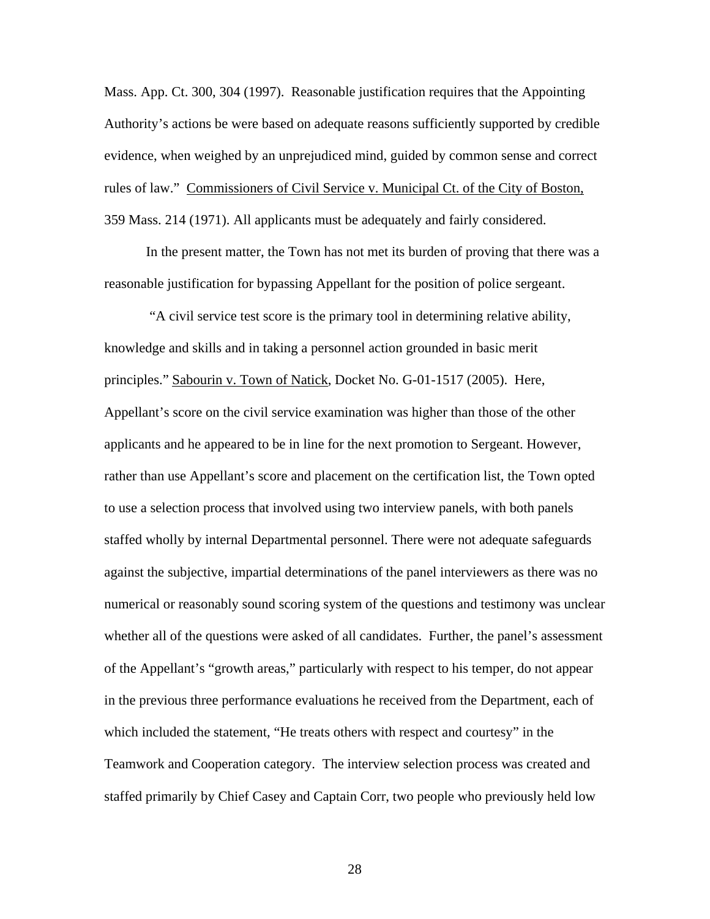Mass. App. Ct. 300, 304 (1997). Reasonable justification requires that the Appointing Authority's actions be were based on adequate reasons sufficiently supported by credible evidence, when weighed by an unprejudiced mind, guided by common sense and correct rules of law." Commissioners of Civil Service v. Municipal Ct. of the City of Boston, 359 Mass. 214 (1971). All applicants must be adequately and fairly considered.

In the present matter, the Town has not met its burden of proving that there was a reasonable justification for bypassing Appellant for the position of police sergeant.

"A civil service test score is the primary tool in determining relative ability, knowledge and skills and in taking a personnel action grounded in basic merit principles." Sabourin v. Town of Natick, Docket No. G-01-1517 (2005). Here, Appellant's score on the civil service examination was higher than those of the other applicants and he appeared to be in line for the next promotion to Sergeant. However, rather than use Appellant's score and placement on the certification list, the Town opted to use a selection process that involved using two interview panels, with both panels staffed wholly by internal Departmental personnel. There were not adequate safeguards against the subjective, impartial determinations of the panel interviewers as there was no numerical or reasonably sound scoring system of the questions and testimony was unclear whether all of the questions were asked of all candidates. Further, the panel's assessment of the Appellant's "growth areas," particularly with respect to his temper, do not appear in the previous three performance evaluations he received from the Department, each of which included the statement, "He treats others with respect and courtesy" in the Teamwork and Cooperation category. The interview selection process was created and staffed primarily by Chief Casey and Captain Corr, two people who previously held low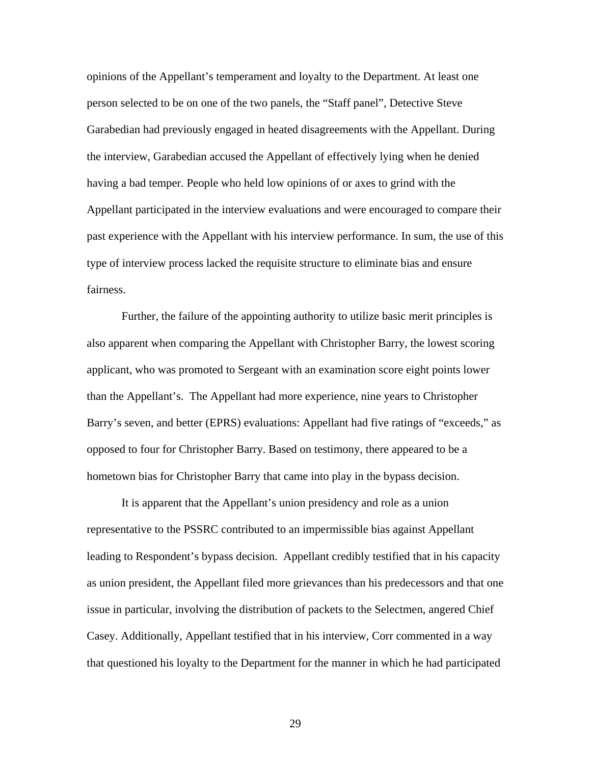opinions of the Appellant's temperament and loyalty to the Department. At least one person selected to be on one of the two panels, the "Staff panel", Detective Steve Garabedian had previously engaged in heated disagreements with the Appellant. During the interview, Garabedian accused the Appellant of effectively lying when he denied having a bad temper. People who held low opinions of or axes to grind with the Appellant participated in the interview evaluations and were encouraged to compare their past experience with the Appellant with his interview performance. In sum, the use of this type of interview process lacked the requisite structure to eliminate bias and ensure fairness.

Further, the failure of the appointing authority to utilize basic merit principles is also apparent when comparing the Appellant with Christopher Barry, the lowest scoring applicant, who was promoted to Sergeant with an examination score eight points lower than the Appellant's. The Appellant had more experience, nine years to Christopher Barry's seven, and better (EPRS) evaluations: Appellant had five ratings of "exceeds," as opposed to four for Christopher Barry. Based on testimony, there appeared to be a hometown bias for Christopher Barry that came into play in the bypass decision.

It is apparent that the Appellant's union presidency and role as a union representative to the PSSRC contributed to an impermissible bias against Appellant leading to Respondent's bypass decision. Appellant credibly testified that in his capacity as union president, the Appellant filed more grievances than his predecessors and that one issue in particular, involving the distribution of packets to the Selectmen, angered Chief Casey. Additionally, Appellant testified that in his interview, Corr commented in a way that questioned his loyalty to the Department for the manner in which he had participated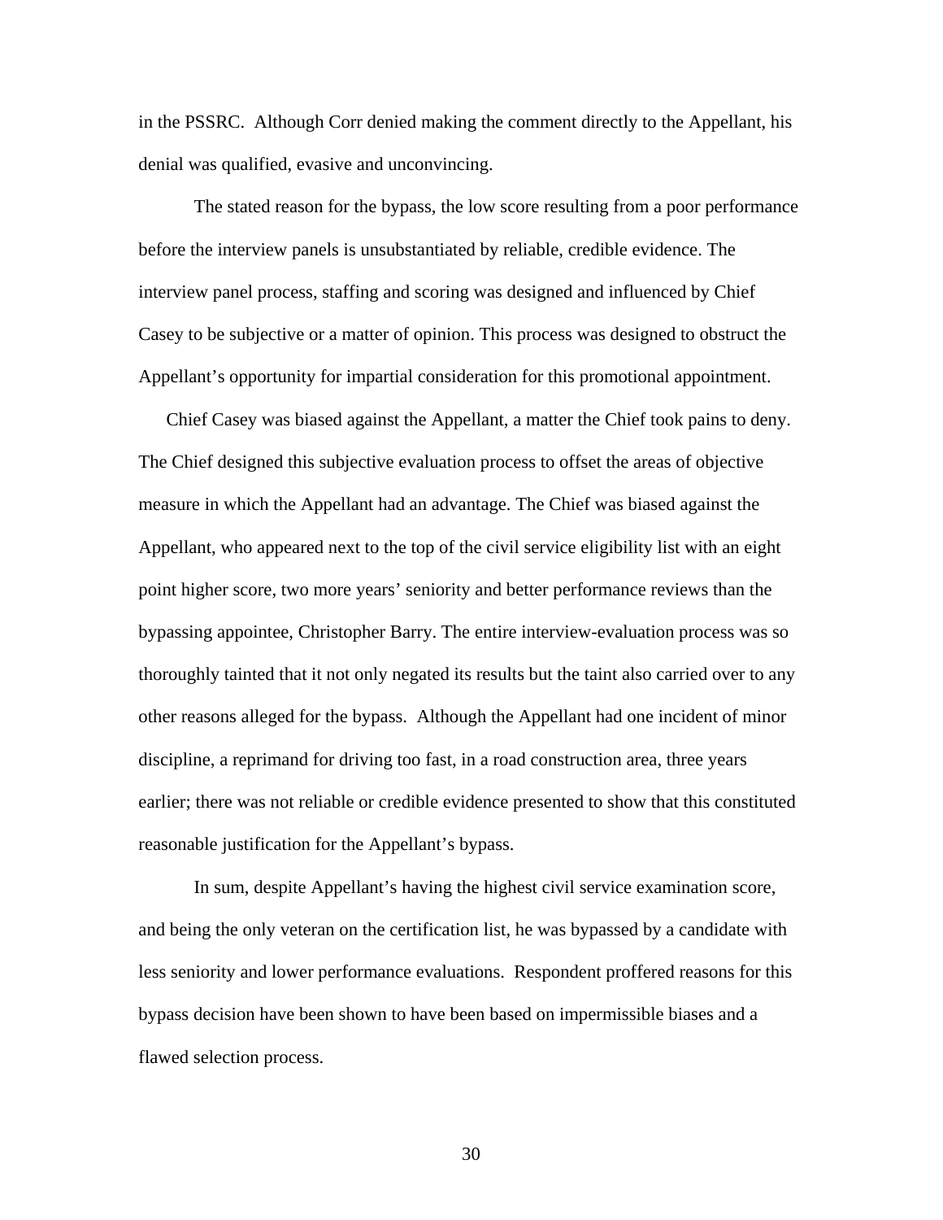in the PSSRC. Although Corr denied making the comment directly to the Appellant, his denial was qualified, evasive and unconvincing.

The stated reason for the bypass, the low score resulting from a poor performance before the interview panels is unsubstantiated by reliable, credible evidence. The interview panel process, staffing and scoring was designed and influenced by Chief Casey to be subjective or a matter of opinion. This process was designed to obstruct the Appellant's opportunity for impartial consideration for this promotional appointment.

Chief Casey was biased against the Appellant, a matter the Chief took pains to deny. The Chief designed this subjective evaluation process to offset the areas of objective measure in which the Appellant had an advantage. The Chief was biased against the Appellant, who appeared next to the top of the civil service eligibility list with an eight point higher score, two more years' seniority and better performance reviews than the bypassing appointee, Christopher Barry. The entire interview-evaluation process was so thoroughly tainted that it not only negated its results but the taint also carried over to any other reasons alleged for the bypass. Although the Appellant had one incident of minor discipline, a reprimand for driving too fast, in a road construction area, three years earlier; there was not reliable or credible evidence presented to show that this constituted reasonable justification for the Appellant's bypass.

In sum, despite Appellant's having the highest civil service examination score, and being the only veteran on the certification list, he was bypassed by a candidate with less seniority and lower performance evaluations. Respondent proffered reasons for this bypass decision have been shown to have been based on impermissible biases and a flawed selection process.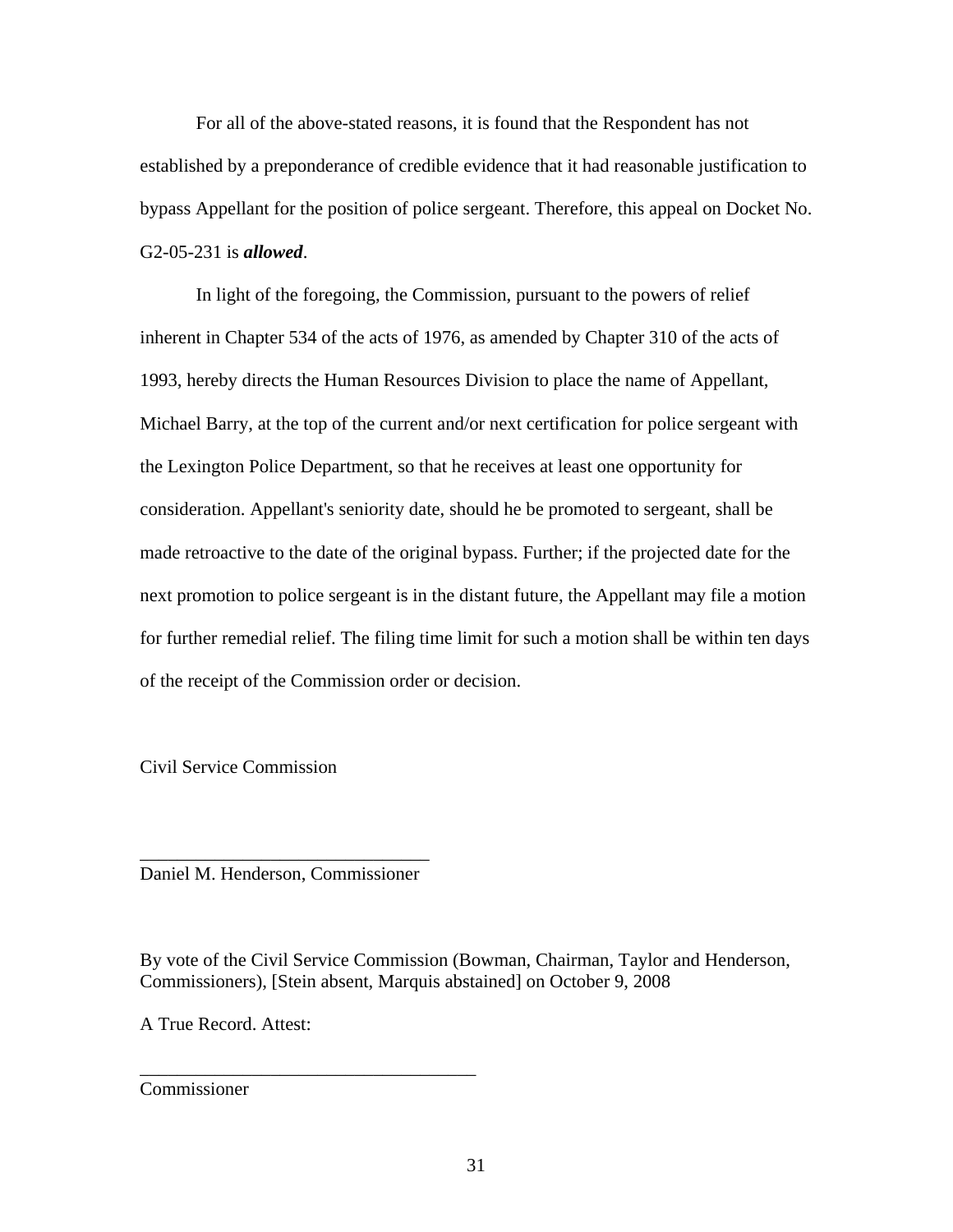For all of the above-stated reasons, it is found that the Respondent has not established by a preponderance of credible evidence that it had reasonable justification to bypass Appellant for the position of police sergeant. Therefore, this appeal on Docket No. G2-05-231 is ***allowed***.

In light of the foregoing, the Commission, pursuant to the powers of relief inherent in Chapter 534 of the acts of 1976, as amended by Chapter 310 of the acts of 1993, hereby directs the Human Resources Division to place the name of Appellant, Michael Barry, at the top of the current and/or next certification for police sergeant with the Lexington Police Department, so that he receives at least one opportunity for consideration. Appellant's seniority date, should he be promoted to sergeant, shall be made retroactive to the date of the original bypass. Further; if the projected date for the next promotion to police sergeant is in the distant future, the Appellant may file a motion for further remedial relief. The filing time limit for such a motion shall be within ten days of the receipt of the Commission order or decision.

Civil Service Commission

_______________________________
Daniel M. Henderson, Commissioner

By vote of the Civil Service Commission (Bowman, Chairman, Taylor and Henderson, Commissioners), [Stein absent, Marquis abstained] on October 9, 2008

A True Record. Attest:

____________________________________
Commissioner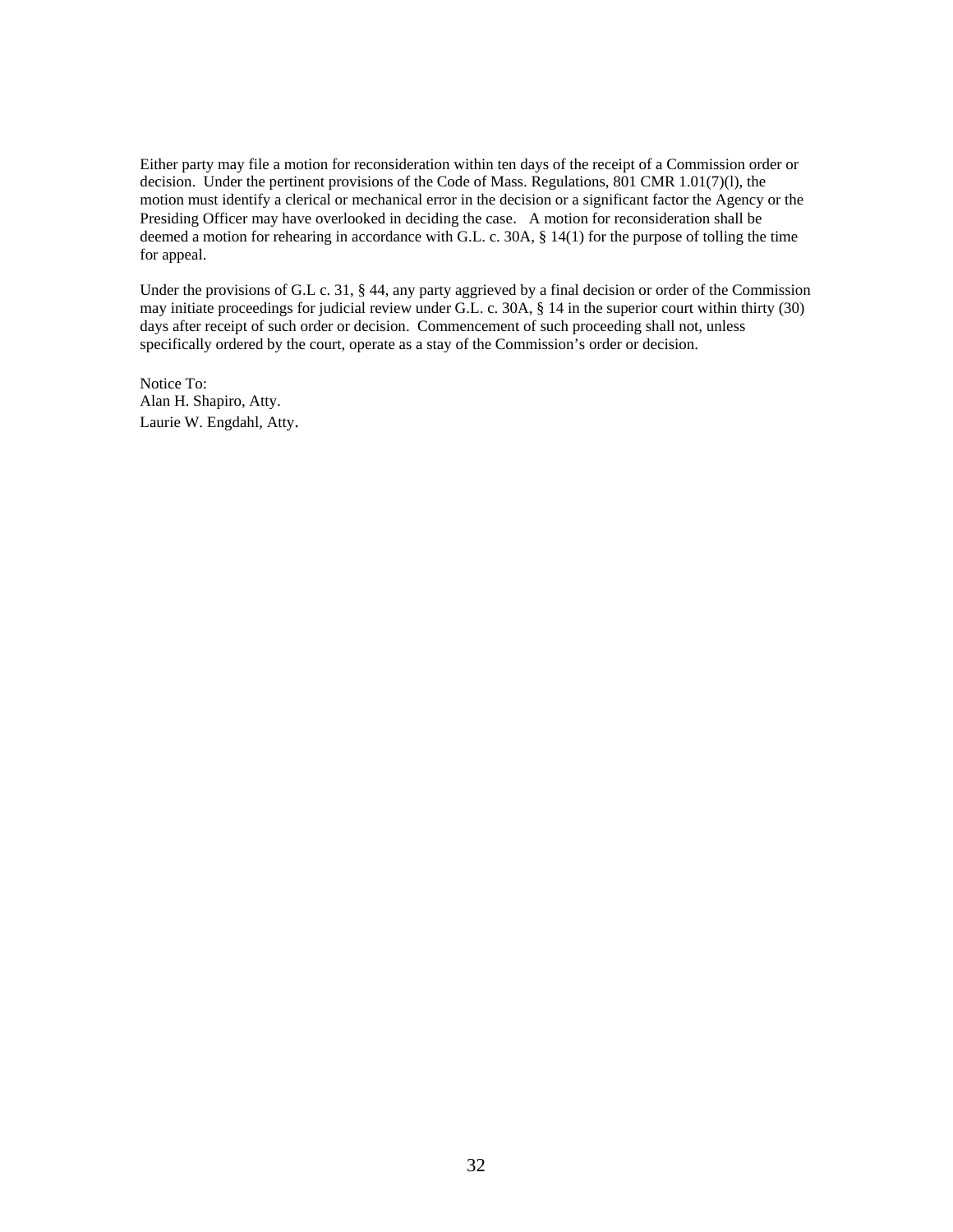Either party may file a motion for reconsideration within ten days of the receipt of a Commission order or decision. Under the pertinent provisions of the Code of Mass. Regulations, 801 CMR 1.01(7)(l), the motion must identify a clerical or mechanical error in the decision or a significant factor the Agency or the Presiding Officer may have overlooked in deciding the case. A motion for reconsideration shall be deemed a motion for rehearing in accordance with G.L. c. 30A, § 14(1) for the purpose of tolling the time for appeal.

Under the provisions of G.L c. 31, § 44, any party aggrieved by a final decision or order of the Commission may initiate proceedings for judicial review under G.L. c. 30A, § 14 in the superior court within thirty (30) days after receipt of such order or decision. Commencement of such proceeding shall not, unless specifically ordered by the court, operate as a stay of the Commission's order or decision.

Notice To:
Alan H. Shapiro, Atty.
Laurie W. Engdahl, Atty.